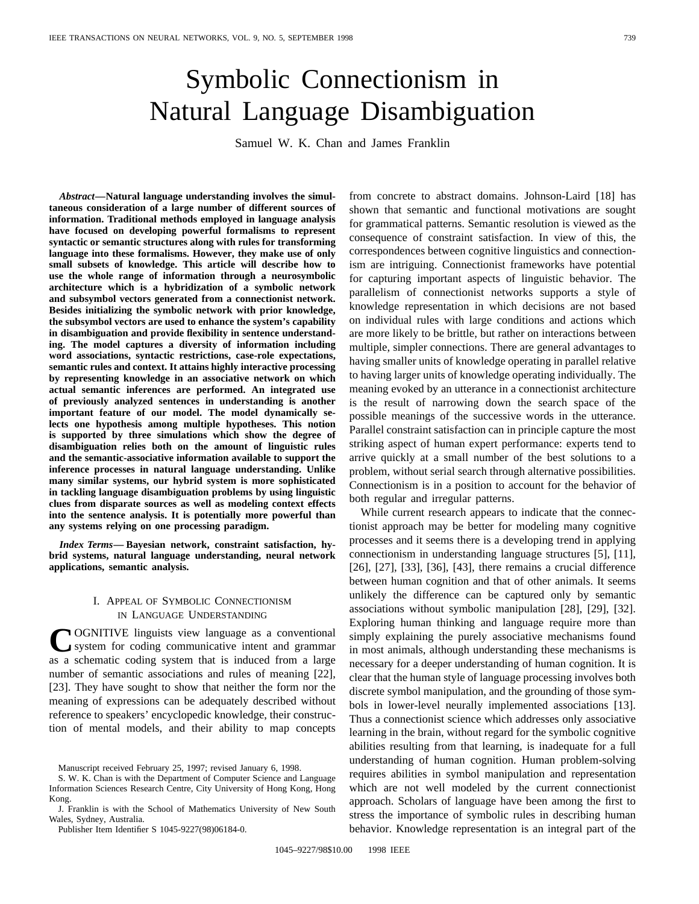# Symbolic Connectionism in Natural Language Disambiguation

Samuel W. K. Chan and James Franklin

***Abstract*—Natural language understanding involves the simultaneous consideration of a large number of different sources of information. Traditional methods employed in language analysis have focused on developing powerful formalisms to represent syntactic or semantic structures along with rules for transforming language into these formalisms. However, they make use of only small subsets of knowledge. This article will describe how to use the whole range of information through a neurosymbolic architecture which is a hybridization of a symbolic network and subsymbol vectors generated from a connectionist network. Besides initializing the symbolic network with prior knowledge, the subsymbol vectors are used to enhance the system's capability in disambiguation and provide flexibility in sentence understanding. The model captures a diversity of information including word associations, syntactic restrictions, case-role expectations, semantic rules and context. It attains highly interactive processing by representing knowledge in an associative network on which actual semantic inferences are performed. An integrated use of previously analyzed sentences in understanding is another important feature of our model. The model dynamically selects one hypothesis among multiple hypotheses. This notion is supported by three simulations which show the degree of disambiguation relies both on the amount of linguistic rules and the semantic-associative information available to support the inference processes in natural language understanding. Unlike many similar systems, our hybrid system is more sophisticated in tackling language disambiguation problems by using linguistic clues from disparate sources as well as modeling context effects into the sentence analysis. It is potentially more powerful than any systems relying on one processing paradigm.**

***Index Terms*— Bayesian network, constraint satisfaction, hybrid systems, natural language understanding, neural network applications, semantic analysis.**

## I. Appeal of Symbolic Connectionism in Language Understanding

Cognitive linguists view language as a conventional system for coding communicative intent and grammar as a schematic coding system that is induced from a large number of semantic associations and rules of meaning [22], [23]. They have sought to show that neither the form nor the meaning of expressions can be adequately described without reference to speakers' encyclopedic knowledge, their construction of mental models, and their ability to map concepts from concrete to abstract domains. Johnson-Laird [18] has shown that semantic and functional motivations are sought for grammatical patterns. Semantic resolution is viewed as the consequence of constraint satisfaction. In view of this, the correspondences between cognitive linguistics and connectionism are intriguing. Connectionist frameworks have potential for capturing important aspects of linguistic behavior. The parallelism of connectionist networks supports a style of knowledge representation in which decisions are not based on individual rules with large conditions and actions which are more likely to be brittle, but rather on interactions between multiple, simpler connections. There are general advantages to having smaller units of knowledge operating in parallel relative to having larger units of knowledge operating individually. The meaning evoked by an utterance in a connectionist architecture is the result of narrowing down the search space of the possible meanings of the successive words in the utterance. Parallel constraint satisfaction can in principle capture the most striking aspect of human expert performance: experts tend to arrive quickly at a small number of the best solutions to a problem, without serial search through alternative possibilities. Connectionism is in a position to account for the behavior of both regular and irregular patterns.

While current research appears to indicate that the connectionist approach may be better for modeling many cognitive processes and it seems there is a developing trend in applying connectionism in understanding language structures [5], [11], [26], [27], [33], [36], [43], there remains a crucial difference between human cognition and that of other animals. It seems unlikely the difference can be captured only by semantic associations without symbolic manipulation [28], [29], [32]. Exploring human thinking and language require more than simply explaining the purely associative mechanisms found in most animals, although understanding these mechanisms is necessary for a deeper understanding of human cognition. It is clear that the human style of language processing involves both discrete symbol manipulation, and the grounding of those symbols in lower-level neurally implemented associations [13]. Thus a connectionist science which addresses only associative learning in the brain, without regard for the symbolic cognitive abilities resulting from that learning, is inadequate for a full understanding of human cognition. Human problem-solving requires abilities in symbol manipulation and representation which are not well modeled by the current connectionist approach. Scholars of language have been among the first to stress the importance of symbolic rules in describing human behavior. Knowledge representation is an integral part of the

Manuscript received February 25, 1997; revised January 6, 1998.

S. W. K. Chan is with the Department of Computer Science and Language Information Sciences Research Centre, City University of Hong Kong, Hong Kong.

J. Franklin is with the School of Mathematics University of New South Wales, Sydney, Australia.

Publisher Item Identifier S 1045-9227(98)06184-0.

1045–9227/98$10.00 1998 IEEE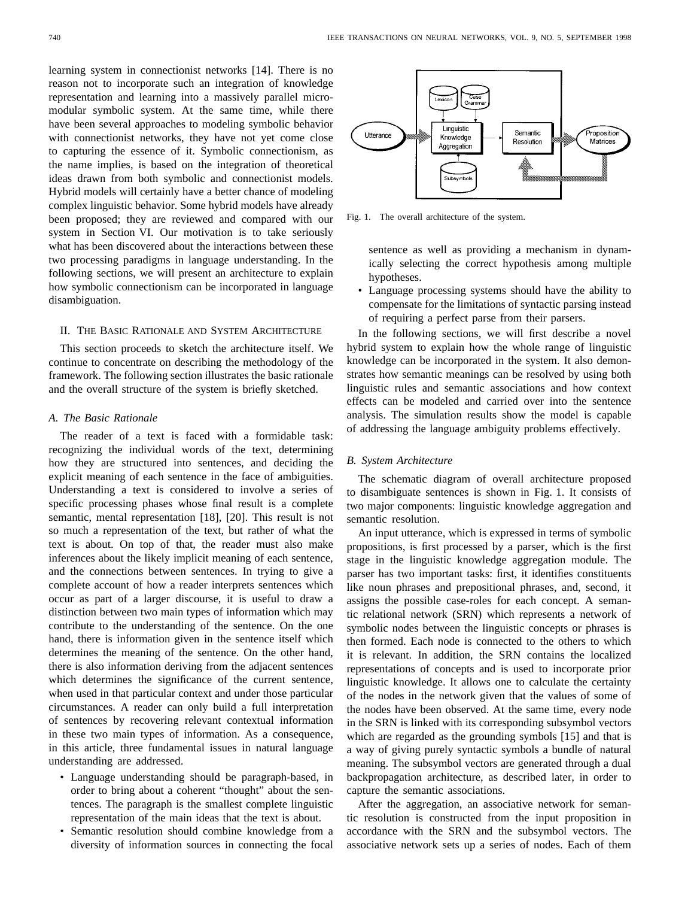learning system in connectionist networks [14]. There is no reason not to incorporate such an integration of knowledge representation and learning into a massively parallel micro-modular symbolic system. At the same time, while there have been several approaches to modeling symbolic behavior with connectionist networks, they have not yet come close to capturing the essence of it. Symbolic connectionism, as the name implies, is based on the integration of theoretical ideas drawn from both symbolic and connectionist models. Hybrid models will certainly have a better chance of modeling complex linguistic behavior. Some hybrid models have already been proposed; they are reviewed and compared with our system in Section VI. Our motivation is to take seriously what has been discovered about the interactions between these two processing paradigms in language understanding. In the following sections, we will present an architecture to explain how symbolic connectionism can be incorporated in language disambiguation.

## II. The Basic Rationale and System Architecture

This section proceeds to sketch the architecture itself. We continue to concentrate on describing the methodology of the framework. The following section illustrates the basic rationale and the overall structure of the system is briefly sketched.

### A. The Basic Rationale

The reader of a text is faced with a formidable task: recognizing the individual words of the text, determining how they are structured into sentences, and deciding the explicit meaning of each sentence in the face of ambiguities. Understanding a text is considered to involve a series of specific processing phases whose final result is a complete semantic, mental representation [18], [20]. This result is not so much a representation of the text, but rather of what the text is about. On top of that, the reader must also make inferences about the likely implicit meaning of each sentence, and the connections between sentences. In trying to give a complete account of how a reader interprets sentences which occur as part of a larger discourse, it is useful to draw a distinction between two main types of information which may contribute to the understanding of the sentence. On the one hand, there is information given in the sentence itself which determines the meaning of the sentence. On the other hand, there is also information deriving from the adjacent sentences which determines the significance of the current sentence, when used in that particular context and under those particular circumstances. A reader can only build a full interpretation of sentences by recovering relevant contextual information in these two main types of information. As a consequence, in this article, three fundamental issues in natural language understanding are addressed.

- Language understanding should be paragraph-based, in order to bring about a coherent "thought" about the sentences. The paragraph is the smallest complete linguistic representation of the main ideas that the text is about.
- Semantic resolution should combine knowledge from a diversity of information sources in connecting the focal sentence as well as providing a mechanism in dynamically selecting the correct hypothesis among multiple hypotheses.
- Language processing systems should have the ability to compensate for the limitations of syntactic parsing instead of requiring a perfect parse from their parsers.

In the following sections, we will first describe a novel hybrid system to explain how the whole range of linguistic knowledge can be incorporated in the system. It also demonstrates how semantic meanings can be resolved by using both linguistic rules and semantic associations and how context effects can be modeled and carried over into the sentence analysis. The simulation results show the model is capable of addressing the language ambiguity problems effectively.

Fig. 1. The overall architecture of the system.

### B. System Architecture

The schematic diagram of overall architecture proposed to disambiguate sentences is shown in Fig. 1. It consists of two major components: linguistic knowledge aggregation and semantic resolution.

An input utterance, which is expressed in terms of symbolic propositions, is first processed by a parser, which is the first stage in the linguistic knowledge aggregation module. The parser has two important tasks: first, it identifies constituents like noun phrases and prepositional phrases, and, second, it assigns the possible case-roles for each concept. A semantic relational network (SRN) which represents a network of symbolic nodes between the linguistic concepts or phrases is then formed. Each node is connected to the others to which it is relevant. In addition, the SRN contains the localized representations of concepts and is used to incorporate prior linguistic knowledge. It allows one to calculate the certainty of the nodes in the network given that the values of some of the nodes have been observed. At the same time, every node in the SRN is linked with its corresponding subsymbol vectors which are regarded as the grounding symbols [15] and that is a way of giving purely syntactic symbols a bundle of natural meaning. The subsymbol vectors are generated through a dual backpropagation architecture, as described later, in order to capture the semantic associations.

After the aggregation, an associative network for semantic resolution is constructed from the input proposition in accordance with the SRN and the subsymbol vectors. The associative network sets up a series of nodes. Each of them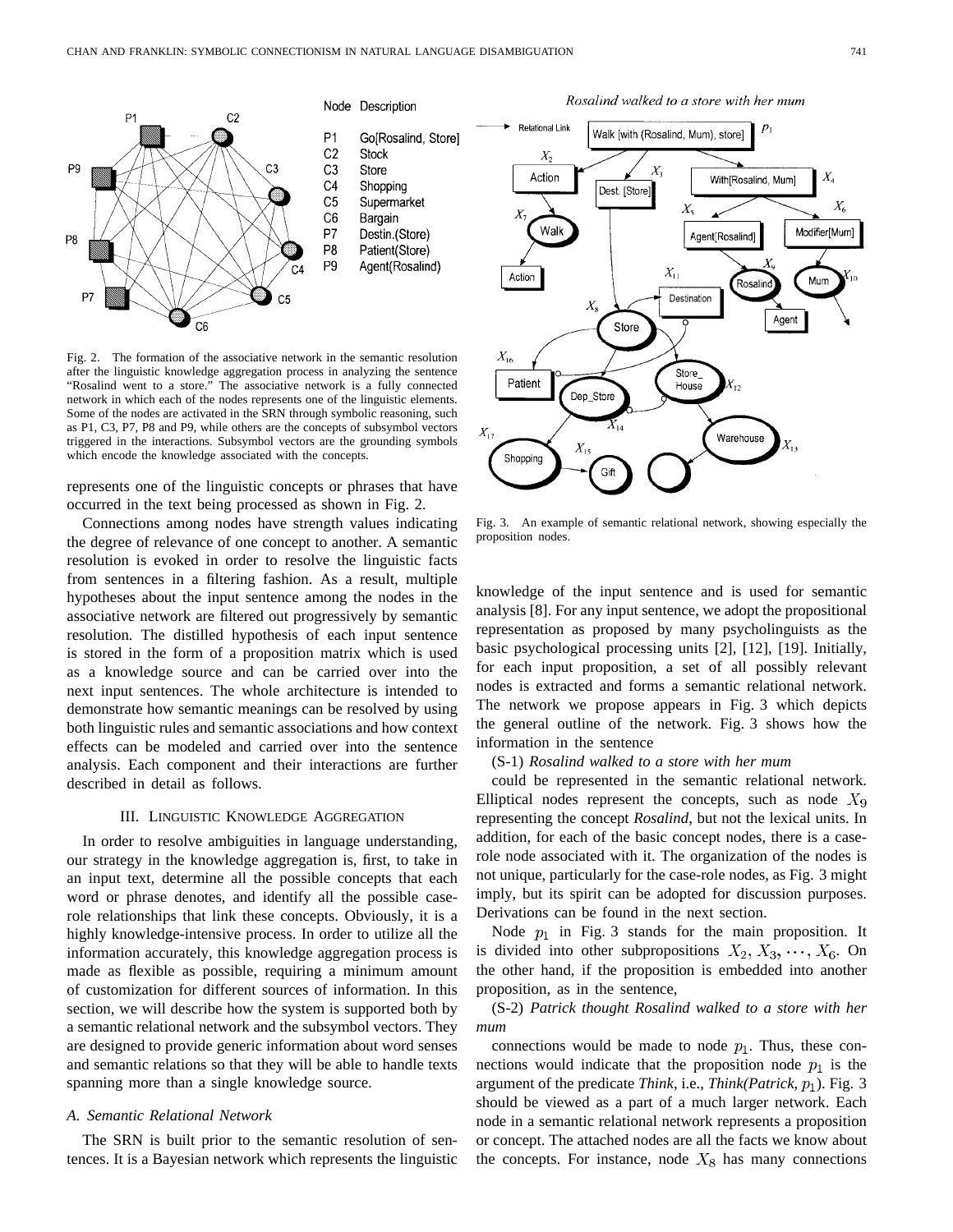Node Description

P1 Go[Rosalind, Store]
C2 Stock
C3 Store
C4 Shopping
C5 Supermarket
C6 Bargain
P7 Destin.(Store)
P8 Patient(Store)
P9 Agent(Rosalind)

Fig. 2. The formation of the associative network in the semantic resolution after the linguistic knowledge aggregation process in analyzing the sentence "Rosalind went to a store." The associative network is a fully connected network in which each of the nodes represents one of the linguistic elements. Some of the nodes are activated in the SRN through symbolic reasoning, such as P1, C3, P7, P8 and P9, while others are the concepts of subsymbol vectors triggered in the interactions. Subsymbol vectors are the grounding symbols which encode the knowledge associated with the concepts.

represents one of the linguistic concepts or phrases that have occurred in the text being processed as shown in Fig. 2.

Connections among nodes have strength values indicating the degree of relevance of one concept to another. A semantic resolution is evoked in order to resolve the linguistic facts from sentences in a filtering fashion. As a result, multiple hypotheses about the input sentence among the nodes in the associative network are filtered out progressively by semantic resolution. The distilled hypothesis of each input sentence is stored in the form of a proposition matrix which is used as a knowledge source and can be carried over into the next input sentences. The whole architecture is intended to demonstrate how semantic meanings can be resolved by using both linguistic rules and semantic associations and how context effects can be modeled and carried over into the sentence analysis. Each component and their interactions are further described in detail as follows.

## III. Linguistic Knowledge Aggregation

In order to resolve ambiguities in language understanding, our strategy in the knowledge aggregation is, first, to take in an input text, determine all the possible concepts that each word or phrase denotes, and identify all the possible case-role relationships that link these concepts. Obviously, it is a highly knowledge-intensive process. In order to utilize all the information accurately, this knowledge aggregation process is made as flexible as possible, requiring a minimum amount of customization for different sources of information. In this section, we will describe how the system is supported both by a semantic relational network and the subsymbol vectors. They are designed to provide generic information about word senses and semantic relations so that they will be able to handle texts spanning more than a single knowledge source.

### A. Semantic Relational Network

The SRN is built prior to the semantic resolution of sentences. It is a Bayesian network which represents the linguistic

*Rosalind walked to a store with her mum*

Relational Link

Walk [with (Rosalind, Mum), store] $p_1$

$X_2$ Action
$X_3$ Dest. [Store]
With[Rosalind, Mum] $X_4$
$X_5$ Agent[Rosalind]
$X_6$ Modifier[Mum]
$X_7$ Walk
Action
$X_9$ Rosalind
Mum $X_{10}$
$X_{11}$ Destination
Agent
$X_8$ Store
$X_{16}$ Patient
Store_House $X_{12}$
Dep_Store
$X_{14}$
Warehouse $X_{13}$
$X_{17}$
Shopping
$X_{15}$
Gift

Fig. 3. An example of semantic relational network, showing especially the proposition nodes.

knowledge of the input sentence and is used for semantic analysis [8]. For any input sentence, we adopt the propositional representation as proposed by many psycholinguists as the basic psychological processing units [2], [12], [19]. Initially, for each input proposition, a set of all possibly relevant nodes is extracted and forms a semantic relational network. The network we propose appears in Fig. 3 which depicts the general outline of the network. Fig. 3 shows how the information in the sentence

(S-1) *Rosalind walked to a store with her mum*

could be represented in the semantic relational network. Elliptical nodes represent the concepts, such as node $X_9$ representing the concept *Rosalind*, but not the lexical units. In addition, for each of the basic concept nodes, there is a case-role node associated with it. The organization of the nodes is not unique, particularly for the case-role nodes, as Fig. 3 might imply, but its spirit can be adopted for discussion purposes. Derivations can be found in the next section.

Node $p_1$ in Fig. 3 stands for the main proposition. It is divided into other subpropositions $X_2, X_3, \cdots, X_6$. On the other hand, if the proposition is embedded into another proposition, as in the sentence,

(S-2) *Patrick thought Rosalind walked to a store with her mum*

connections would be made to node $p_1$. Thus, these connections would indicate that the proposition node $p_1$ is the argument of the predicate *Think*, i.e., *Think(Patrick, $p_1$)*. Fig. 3 should be viewed as a part of a much larger network. Each node in a semantic relational network represents a proposition or concept. The attached nodes are all the facts we know about the concepts. For instance, node $X_8$ has many connections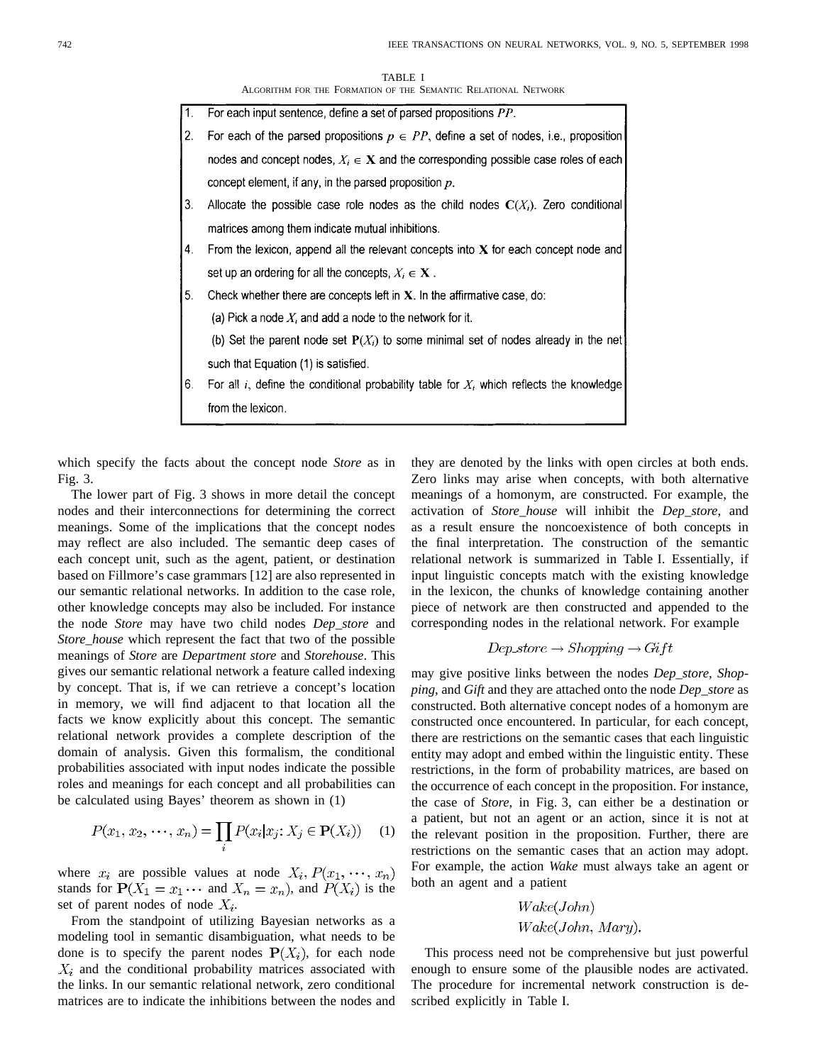TABLE I
ALGORITHM FOR THE FORMATION OF THE SEMANTIC RELATIONAL NETWORK

1. For each input sentence, define a set of parsed propositions $PP$.
2. For each of the parsed propositions $p \in PP$, define a set of nodes, i.e., proposition nodes and concept nodes, $X_i \in \mathbf{X}$ and the corresponding possible case roles of each concept element, if any, in the parsed proposition $p$.
3. Allocate the possible case role nodes as the child nodes $\mathbf{C}(X_i)$. Zero conditional matrices among them indicate mutual inhibitions.
4. From the lexicon, append all the relevant concepts into $\mathbf{X}$ for each concept node and set up an ordering for all the concepts, $X_i \in \mathbf{X}$.
5. Check whether there are concepts left in $\mathbf{X}$. In the affirmative case, do:
   (a) Pick a node $X_i$ and add a node to the network for it.
   (b) Set the parent node set $\mathbf{P}(X_i)$ to some minimal set of nodes already in the net such that Equation (1) is satisfied.
6. For all $i$, define the conditional probability table for $X_i$ which reflects the knowledge from the lexicon.

which specify the facts about the concept node *Store* as in Fig. 3.

The lower part of Fig. 3 shows in more detail the concept nodes and their interconnections for determining the correct meanings. Some of the implications that the concept nodes may reflect are also included. The semantic deep cases of each concept unit, such as the agent, patient, or destination based on Fillmore's case grammars [12] are also represented in our semantic relational networks. In addition to the case role, other knowledge concepts may also be included. For instance the node *Store* may have two child nodes *Dep_store* and *Store_house* which represent the fact that two of the possible meanings of *Store* are *Department store* and *Storehouse*. This gives our semantic relational network a feature called indexing by concept. That is, if we can retrieve a concept's location in memory, we will find adjacent to that location all the facts we know explicitly about this concept. The semantic relational network provides a complete description of the domain of analysis. Given this formalism, the conditional probabilities associated with input nodes indicate the possible roles and meanings for each concept and all probabilities can be calculated using Bayes' theorem as shown in (1)

$$P(x_1, x_2, \cdots, x_n) = \prod_i P(x_i | x_j \colon X_j \in \mathbf{P}(X_i)) \quad (1)$$

where $x_i$ are possible values at node $X_i$, $P(x_1, \cdots, x_n)$ stands for $\mathbf{P}(X_1 = x_1 \cdots$ and $X_n = x_n)$, and $P(X_i)$ is the set of parent nodes of node $X_i$.

From the standpoint of utilizing Bayesian networks as a modeling tool in semantic disambiguation, what needs to be done is to specify the parent nodes $\mathbf{P}(X_i)$, for each node $X_i$ and the conditional probability matrices associated with the links. In our semantic relational network, zero conditional matrices are to indicate the inhibitions between the nodes and they are denoted by the links with open circles at both ends. Zero links may arise when concepts, with both alternative meanings of a homonym, are constructed. For example, the activation of *Store_house* will inhibit the *Dep_store*, and as a result ensure the noncoexistence of both concepts in the final interpretation. The construction of the semantic relational network is summarized in Table I. Essentially, if input linguistic concepts match with the existing knowledge in the lexicon, the chunks of knowledge containing another piece of network are then constructed and appended to the corresponding nodes in the relational network. For example

$$Dep\_store \rightarrow Shopping \rightarrow Gift$$

may give positive links between the nodes *Dep_store, Shopping*, and *Gift* and they are attached onto the node *Dep_store* as constructed. Both alternative concept nodes of a homonym are constructed once encountered. In particular, for each concept, there are restrictions on the semantic cases that each linguistic entity may adopt and embed within the linguistic entity. These restrictions, in the form of probability matrices, are based on the occurrence of each concept in the proposition. For instance, the case of *Store*, in Fig. 3, can either be a destination or a patient, but not an agent or an action, since it is not at the relevant position in the proposition. Further, there are restrictions on the semantic cases that an action may adopt. For example, the action *Wake* must always take an agent or both an agent and a patient

$$Wake(John)$$
$$Wake(John, Mary).$$

This process need not be comprehensive but just powerful enough to ensure some of the plausible nodes are activated. The procedure for incremental network construction is described explicitly in Table I.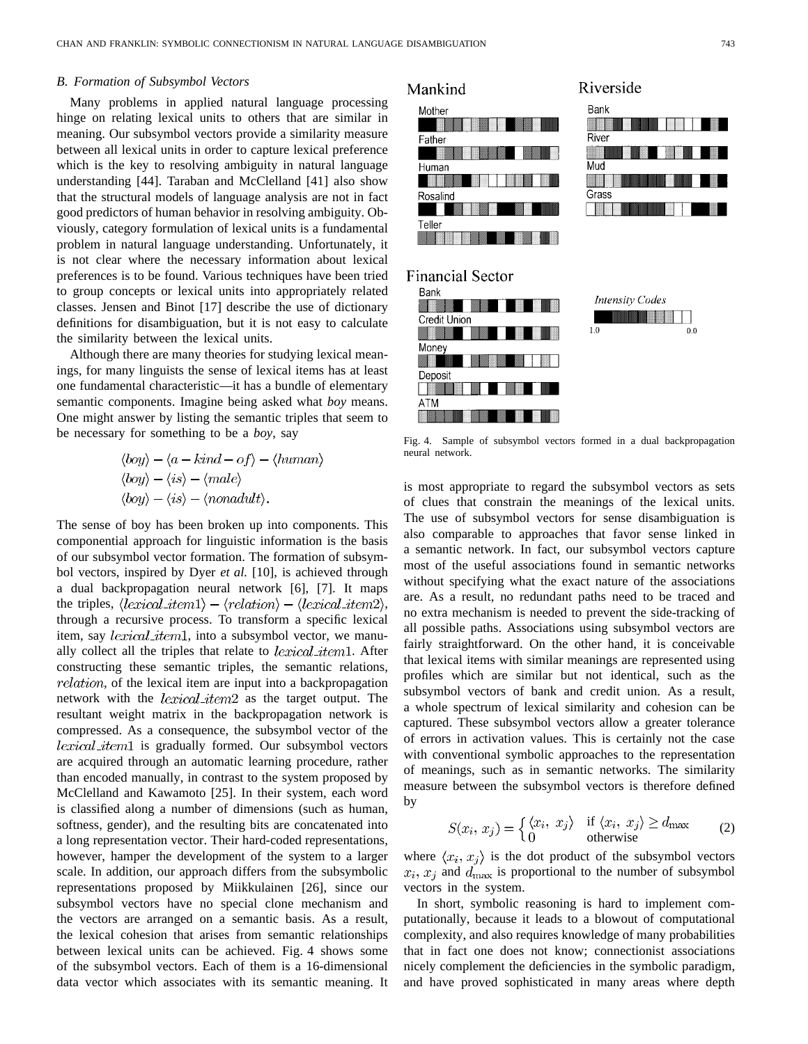### B. Formation of Subsymbol Vectors

Many problems in applied natural language processing hinge on relating lexical units to others that are similar in meaning. Our subsymbol vectors provide a similarity measure between all lexical units in order to capture lexical preference which is the key to resolving ambiguity in natural language understanding [44]. Taraban and McClelland [41] also show that the structural models of language analysis are not in fact good predictors of human behavior in resolving ambiguity. Obviously, category formulation of lexical units is a fundamental problem in natural language understanding. Unfortunately, it is not clear where the necessary information about lexical preferences is to be found. Various techniques have been tried to group concepts or lexical units into appropriately related classes. Jensen and Binot [17] describe the use of dictionary definitions for disambiguation, but it is not easy to calculate the similarity between the lexical units.

Although there are many theories for studying lexical meanings, for many linguists the sense of lexical items has at least one fundamental characteristic—it has a bundle of elementary semantic components. Imagine being asked what *boy* means. One might answer by listing the semantic triples that seem to be necessary for something to be a *boy*, say

$$\langle boy \rangle - \langle a-kind-of \rangle - \langle human \rangle$$
$$\langle boy \rangle - \langle is \rangle - \langle male \rangle$$
$$\langle boy \rangle - \langle is \rangle - \langle nonadult \rangle.$$

The sense of boy has been broken up into components. This componential approach for linguistic information is the basis of our subsymbol vector formation. The formation of subsymbol vectors, inspired by Dyer *et al.* [10], is achieved through a dual backpropagation neural network [6], [7]. It maps the triples, $\langle lexical\_item1 \rangle - \langle relation \rangle - \langle lexical\_item2 \rangle$, through a recursive process. To transform a specific lexical item, say $lexical\_item1$, into a subsymbol vector, we manually collect all the triples that relate to $lexical\_item1$. After constructing these semantic triples, the semantic relations, $relation$, of the lexical item are input into a backpropagation network with the $lexical\_item2$ as the target output. The resultant weight matrix in the backpropagation network is compressed. As a consequence, the subsymbol vector of the $lexical\_item1$ is gradually formed. Our subsymbol vectors are acquired through an automatic learning procedure, rather than encoded manually, in contrast to the system proposed by McClelland and Kawamoto [25]. In their system, each word is classified along a number of dimensions (such as human, softness, gender), and the resulting bits are concatenated into a long representation vector. Their hard-coded representations, however, hamper the development of the system to a larger scale. In addition, our approach differs from the subsymbolic representations proposed by Miikkulainen [26], since our subsymbol vectors have no special clone mechanism and the vectors are arranged on a semantic basis. As a result, the lexical cohesion that arises from semantic relationships between lexical units can be achieved. Fig. 4 shows some of the subsymbol vectors. Each of them is a 16-dimensional data vector which associates with its semantic meaning. It is most appropriate to regard the subsymbol vectors as sets of clues that constrain the meanings of the lexical units. The use of subsymbol vectors for sense disambiguation is also comparable to approaches that favor sense linked in a semantic network. In fact, our subsymbol vectors capture most of the useful associations found in semantic networks without specifying what the exact nature of the associations are. As a result, no redundant paths need to be traced and no extra mechanism is needed to prevent the side-tracking of all possible paths. Associations using subsymbol vectors are fairly straightforward. On the other hand, it is conceivable that lexical items with similar meanings are represented using profiles which are similar but not identical, such as the subsymbol vectors of bank and credit union. As a result, a whole spectrum of lexical similarity and cohesion can be captured. These subsymbol vectors allow a greater tolerance of errors in activation values. This is certainly not the case with conventional symbolic approaches to the representation of meanings, such as in semantic networks. The similarity measure between the subsymbol vectors is therefore defined by

$$S(x_i, x_j) = \begin{cases} \langle x_i, x_j \rangle & \text{if } \langle x_i, x_j \rangle \geq d_{\max} \\ 0 & \text{otherwise} \end{cases} \tag{2}$$

where $\langle x_i, x_j \rangle$ is the dot product of the subsymbol vectors $x_i$, $x_j$ and $d_{\max}$ is proportional to the number of subsymbol vectors in the system.

In short, symbolic reasoning is hard to implement computationally, because it leads to a blowout of computational complexity, and also requires knowledge of many probabilities that in fact one does not know; connectionist associations nicely complement the deficiencies in the symbolic paradigm, and have proved sophisticated in many areas where depth

Fig. 4. Sample of subsymbol vectors formed in a dual backpropagation neural network.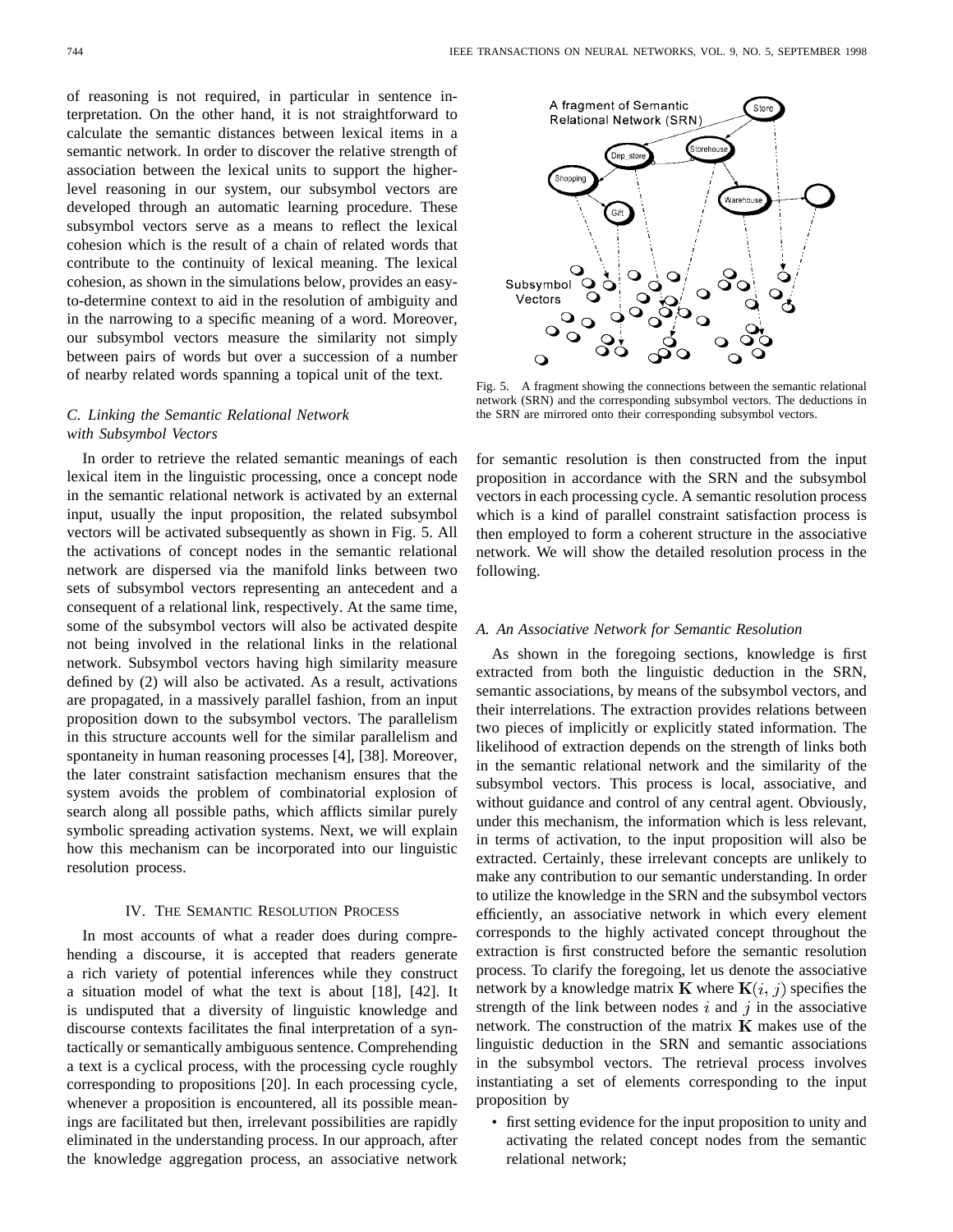of reasoning is not required, in particular in sentence interpretation. On the other hand, it is not straightforward to calculate the semantic distances between lexical items in a semantic network. In order to discover the relative strength of association between the lexical units to support the higher-level reasoning in our system, our subsymbol vectors are developed through an automatic learning procedure. These subsymbol vectors serve as a means to reflect the lexical cohesion which is the result of a chain of related words that contribute to the continuity of lexical meaning. The lexical cohesion, as shown in the simulations below, provides an easy-to-determine context to aid in the resolution of ambiguity and in the narrowing to a specific meaning of a word. Moreover, our subsymbol vectors measure the similarity not simply between pairs of words but over a succession of a number of nearby related words spanning a topical unit of the text.

### *C. Linking the Semantic Relational Network with Subsymbol Vectors*

In order to retrieve the related semantic meanings of each lexical item in the linguistic processing, once a concept node in the semantic relational network is activated by an external input, usually the input proposition, the related subsymbol vectors will be activated subsequently as shown in Fig. 5. All the activations of concept nodes in the semantic relational network are dispersed via the manifold links between two sets of subsymbol vectors representing an antecedent and a consequent of a relational link, respectively. At the same time, some of the subsymbol vectors will also be activated despite not being involved in the relational links in the relational network. Subsymbol vectors having high similarity measure defined by (2) will also be activated. As a result, activations are propagated, in a massively parallel fashion, from an input proposition down to the subsymbol vectors. The parallelism in this structure accounts well for the similar parallelism and spontaneity in human reasoning processes [4], [38]. Moreover, the later constraint satisfaction mechanism ensures that the system avoids the problem of combinatorial explosion of search along all possible paths, which afflicts similar purely symbolic spreading activation systems. Next, we will explain how this mechanism can be incorporated into our linguistic resolution process.

Fig. 5. A fragment showing the connections between the semantic relational network (SRN) and the corresponding subsymbol vectors. The deductions in the SRN are mirrored onto their corresponding subsymbol vectors.

## IV. The Semantic Resolution Process

In most accounts of what a reader does during comprehending a discourse, it is accepted that readers generate a rich variety of potential inferences while they construct a situation model of what the text is about [18], [42]. It is undisputed that a diversity of linguistic knowledge and discourse contexts facilitates the final interpretation of a syntactically or semantically ambiguous sentence. Comprehending a text is a cyclical process, with the processing cycle roughly corresponding to propositions [20]. In each processing cycle, whenever a proposition is encountered, all its possible meanings are facilitated but then, irrelevant possibilities are rapidly eliminated in the understanding process. In our approach, after the knowledge aggregation process, an associative network for semantic resolution is then constructed from the input proposition in accordance with the SRN and the subsymbol vectors in each processing cycle. A semantic resolution process which is a kind of parallel constraint satisfaction process is then employed to form a coherent structure in the associative network. We will show the detailed resolution process in the following.

### *A. An Associative Network for Semantic Resolution*

As shown in the foregoing sections, knowledge is first extracted from both the linguistic deduction in the SRN, semantic associations, by means of the subsymbol vectors, and their interrelations. The extraction provides relations between two pieces of implicitly or explicitly stated information. The likelihood of extraction depends on the strength of links both in the semantic relational network and the similarity of the subsymbol vectors. This process is local, associative, and without guidance and control of any central agent. Obviously, under this mechanism, the information which is less relevant, in terms of activation, to the input proposition will also be extracted. Certainly, these irrelevant concepts are unlikely to make any contribution to our semantic understanding. In order to utilize the knowledge in the SRN and the subsymbol vectors efficiently, an associative network in which every element corresponds to the highly activated concept throughout the extraction is first constructed before the semantic resolution process. To clarify the foregoing, let us denote the associative network by a knowledge matrix $\mathbf{K}$ where $\mathbf{K}(i, j)$ specifies the strength of the link between nodes $i$ and $j$ in the associative network. The construction of the matrix $\mathbf{K}$ makes use of the linguistic deduction in the SRN and semantic associations in the subsymbol vectors. The retrieval process involves instantiating a set of elements corresponding to the input proposition by

- first setting evidence for the input proposition to unity and activating the related concept nodes from the semantic relational network;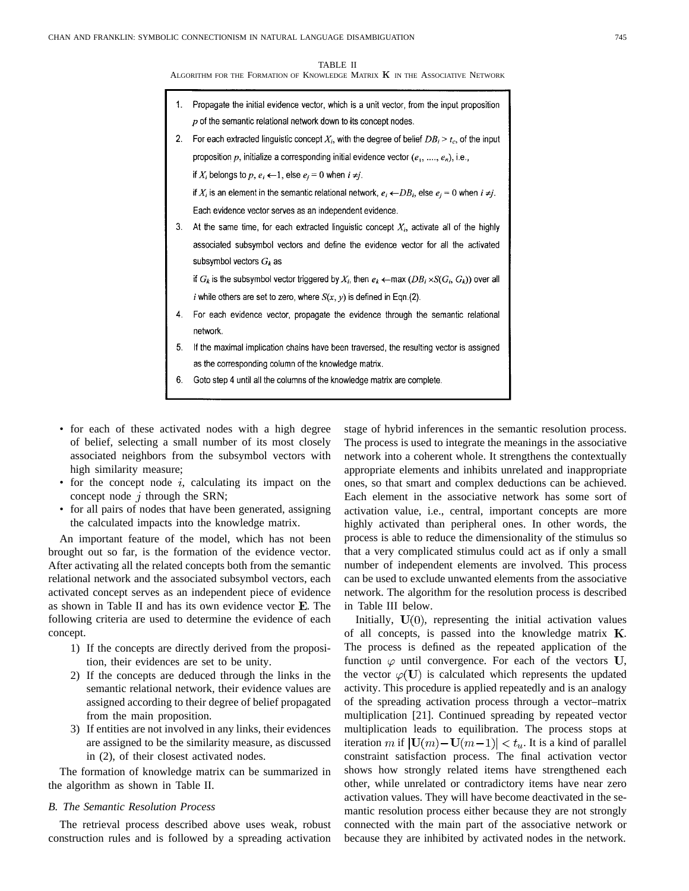TABLE II
ALGORITHM FOR THE FORMATION OF KNOWLEDGE MATRIX $\mathbf{K}$ IN THE ASSOCIATIVE NETWORK

1. Propagate the initial evidence vector, which is a unit vector, from the input proposition $p$ of the semantic relational network down to its concept nodes.
2. For each extracted linguistic concept $X_i$, with the degree of belief $DB_i > t_c$, of the input proposition $p$, initialize a corresponding initial evidence vector $(e_1, ...., e_n)$, i.e.,
   if $X_i$ belongs to $p$, $e_i \leftarrow 1$, else $e_j = 0$ when $i \neq j$.
   if $X_i$ is an element in the semantic relational network, $e_i \leftarrow DB_i$, else $e_j = 0$ when $i \neq j$.
   Each evidence vector serves as an independent evidence.
3. At the same time, for each extracted linguistic concept $X_i$, activate all of the highly associated subsymbol vectors and define the evidence vector for all the activated subsymbol vectors $G_k$ as
   if $G_k$ is the subsymbol vector triggered by $X_i$, then $e_k \leftarrow \max(DB_i \times S(G_i, G_k))$ over all $i$ while others are set to zero, where $S(x, y)$ is defined in Eqn.(2).
4. For each evidence vector, propagate the evidence through the semantic relational network.
5. If the maximal implication chains have been traversed, the resulting vector is assigned as the corresponding column of the knowledge matrix.
6. Goto step 4 until all the columns of the knowledge matrix are complete.

- for each of these activated nodes with a high degree of belief, selecting a small number of its most closely associated neighbors from the subsymbol vectors with high similarity measure;
- for the concept node $i$, calculating its impact on the concept node $j$ through the SRN;
- for all pairs of nodes that have been generated, assigning the calculated impacts into the knowledge matrix.

An important feature of the model, which has not been brought out so far, is the formation of the evidence vector. After activating all the related concepts both from the semantic relational network and the associated subsymbol vectors, each activated concept serves as an independent piece of evidence as shown in Table II and has its own evidence vector $\mathbf{E}$. The following criteria are used to determine the evidence of each concept.

1) If the concepts are directly derived from the proposition, their evidences are set to be unity.
2) If the concepts are deduced through the links in the semantic relational network, their evidence values are assigned according to their degree of belief propagated from the main proposition.
3) If entities are not involved in any links, their evidences are assigned to be the similarity measure, as discussed in (2), of their closest activated nodes.

The formation of knowledge matrix can be summarized in the algorithm as shown in Table II.

### B. The Semantic Resolution Process

The retrieval process described above uses weak, robust construction rules and is followed by a spreading activation stage of hybrid inferences in the semantic resolution process. The process is used to integrate the meanings in the associative network into a coherent whole. It strengthens the contextually appropriate elements and inhibits unrelated and inappropriate ones, so that smart and complex deductions can be achieved. Each element in the associative network has some sort of activation value, i.e., central, important concepts are more highly activated than peripheral ones. In other words, the process is able to reduce the dimensionality of the stimulus so that a very complicated stimulus could act as if only a small number of independent elements are involved. This process can be used to exclude unwanted elements from the associative network. The algorithm for the resolution process is described in Table III below.

Initially, $\mathbf{U}(0)$, representing the initial activation values of all concepts, is passed into the knowledge matrix $\mathbf{K}$. The process is defined as the repeated application of the function $\varphi$ until convergence. For each of the vectors $\mathbf{U}$, the vector $\varphi(\mathbf{U})$ is calculated which represents the updated activity. This procedure is applied repeatedly and is an analogy of the spreading activation process through a vector–matrix multiplication [21]. Continued spreading by repeated vector multiplication leads to equilibration. The process stops at iteration $m$ if $|\mathbf{U}(m) - \mathbf{U}(m-1)| < t_u$. It is a kind of parallel constraint satisfaction process. The final activation vector shows how strongly related items have strengthened each other, while unrelated or contradictory items have near zero activation values. They will have become deactivated in the semantic resolution process either because they are not strongly connected with the main part of the associative network or because they are inhibited by activated nodes in the network.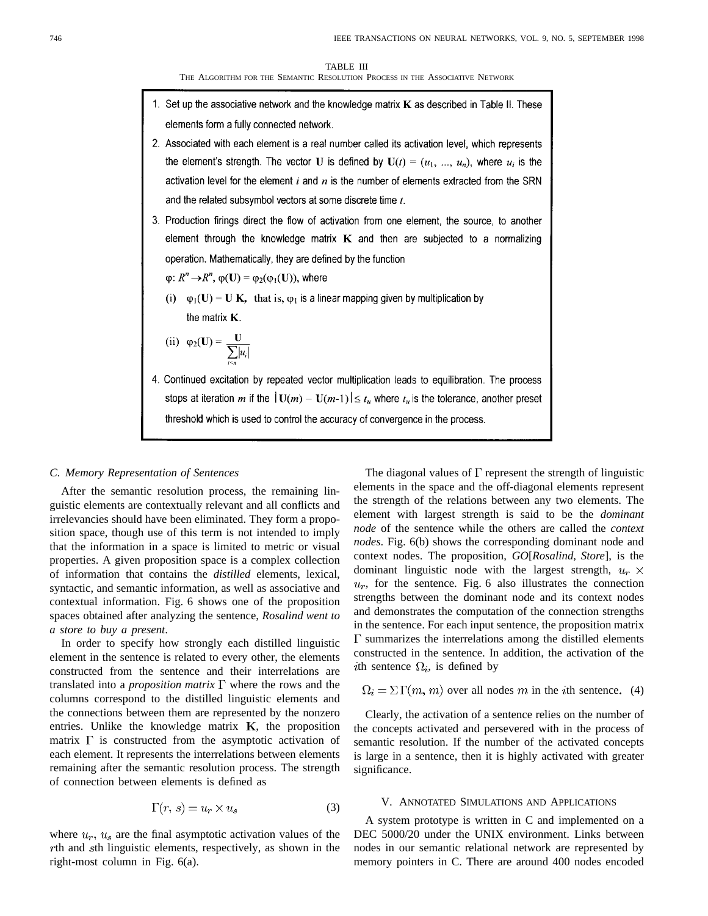TABLE III
THE ALGORITHM FOR THE SEMANTIC RESOLUTION PROCESS IN THE ASSOCIATIVE NETWORK

1. Set up the associative network and the knowledge matrix $\mathbf{K}$ as described in Table II. These elements form a fully connected network.
2. Associated with each element is a real number called its activation level, which represents the element's strength. The vector $\mathbf{U}$ is defined by $\mathbf{U}(t) = (u_1, ..., u_n)$, where $u_i$ is the activation level for the element $i$ and $n$ is the number of elements extracted from the SRN and the related subsymbol vectors at some discrete time $t$.
3. Production firings direct the flow of activation from one element, the source, to another element through the knowledge matrix $\mathbf{K}$ and then are subjected to a normalizing operation. Mathematically, they are defined by the function $\varphi: R^n \rightarrow R^n$, $\varphi(\mathbf{U}) = \varphi_2(\varphi_1(\mathbf{U}))$, where
   (i) $\varphi_1(\mathbf{U}) = \mathbf{U}\,\mathbf{K}$, that is, $\varphi_1$ is a linear mapping given by multiplication by the matrix $\mathbf{K}$.
   (ii) $\varphi_2(\mathbf{U}) = \dfrac{\mathbf{U}}{\sum_{i<n} |u_i|}$
4. Continued excitation by repeated vector multiplication leads to equilibration. The process stops at iteration $m$ if the $|\mathbf{U}(m) - \mathbf{U}(m\text{-}1)| \leq t_u$ where $t_u$ is the tolerance, another preset threshold which is used to control the accuracy of convergence in the process.

### C. Memory Representation of Sentences

After the semantic resolution process, the remaining linguistic elements are contextually relevant and all conflicts and irrelevancies should have been eliminated. They form a proposition space, though use of this term is not intended to imply that the information in a space is limited to metric or visual properties. A given proposition space is a complex collection of information that contains the *distilled* elements, lexical, syntactic, and semantic information, as well as associative and contextual information. Fig. 6 shows one of the proposition spaces obtained after analyzing the sentence, *Rosalind went to a store to buy a present.*

In order to specify how strongly each distilled linguistic element in the sentence is related to every other, the elements constructed from the sentence and their interrelations are translated into a *proposition matrix* $\Gamma$ where the rows and the columns correspond to the distilled linguistic elements and the connections between them are represented by the nonzero entries. Unlike the knowledge matrix $\mathbf{K}$, the proposition matrix $\Gamma$ is constructed from the asymptotic activation of each element. It represents the interrelations between elements remaining after the semantic resolution process. The strength of connection between elements is defined as

$$\Gamma(r, s) = u_r \times u_s \tag{3}$$

where $u_r$, $u_s$ are the final asymptotic activation values of the $r$th and $s$th linguistic elements, respectively, as shown in the right-most column in Fig. 6(a).

The diagonal values of $\Gamma$ represent the strength of linguistic elements in the space and the off-diagonal elements represent the strength of the relations between any two elements. The element with largest strength is said to be the *dominant node* of the sentence while the others are called the *context nodes*. Fig. 6(b) shows the corresponding dominant node and context nodes. The proposition, *GO*[*Rosalind*, *Store*], is the dominant linguistic node with the largest strength, $u_r \times u_r$, for the sentence. Fig. 6 also illustrates the connection strengths between the dominant node and its context nodes and demonstrates the computation of the connection strengths in the sentence. For each input sentence, the proposition matrix $\Gamma$ summarizes the interrelations among the distilled elements constructed in the sentence. In addition, the activation of the $i$th sentence $\Omega_i$, is defined by

$$\Omega_i = \Sigma\,\Gamma(m, m) \text{ over all nodes } m \text{ in the } i\text{th sentence.} \tag{4}$$

Clearly, the activation of a sentence relies on the number of the concepts activated and persevered with in the process of semantic resolution. If the number of the activated concepts is large in a sentence, then it is highly activated with greater significance.

## V. ANNOTATED SIMULATIONS AND APPLICATIONS

A system prototype is written in C and implemented on a DEC 5000/20 under the UNIX environment. Links between nodes in our semantic relational network are represented by memory pointers in C. There are around 400 nodes encoded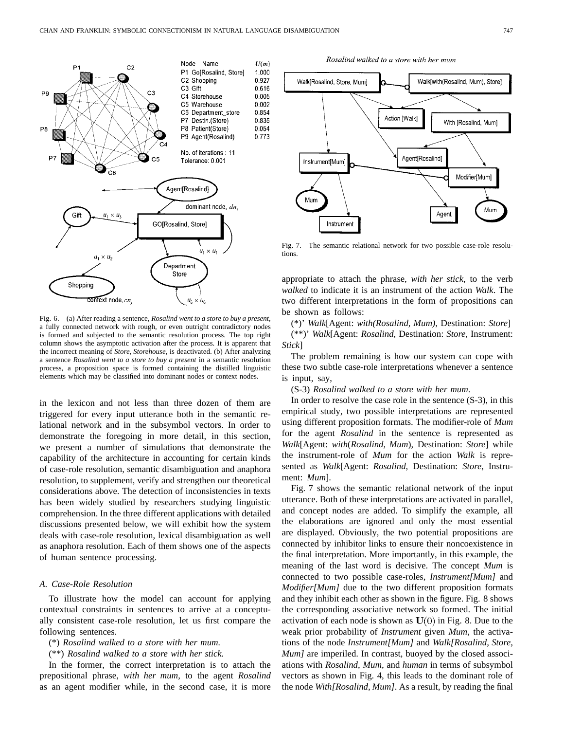Node Name $U(m)$
P1 Go[Rosalind, Store] 1.000
C2 Shopping 0.927
C3 Gift 0.616
C4 Storehouse 0.005
C5 Warehouse 0.002
C6 Department_store 0.854
P7 Destin.(Store) 0.835
P8 Patient(Store) 0.054
P9 Agent(Rosalind) 0.773

No. of iterations : 11
Tolerance: 0.001

Agent[Rosalind]
dominant node, $dn_i$
Gift
$u_1 \times u_3$
GO[Rosalind, Store]
$u_1 \times u_1$
$u_1 \times u_2$
Department Store
Shopping
context node, $cn_j$
$u_6 \times u_6$

Fig. 6. (a) After reading a sentence, *Rosalind went to a store to buy a present*, a fully connected network with rough, or even outright contradictory nodes is formed and subjected to the semantic resolution process. The top right column shows the asymptotic activation after the process. It is apparent that the incorrect meaning of *Store*, *Storehouse*, is deactivated. (b) After analyzing a sentence *Rosalind went to a store to buy a present* in a semantic resolution process, a proposition space is formed containing the distilled linguistic elements which may be classified into dominant nodes or context nodes.

in the lexicon and not less than three dozen of them are triggered for every input utterance both in the semantic relational network and in the subsymbol vectors. In order to demonstrate the foregoing in more detail, in this section, we present a number of simulations that demonstrate the capability of the architecture in accounting for certain kinds of case-role resolution, semantic disambiguation and anaphora resolution, to supplement, verify and strengthen our theoretical considerations above. The detection of inconsistencies in texts has been widely studied by researchers studying linguistic comprehension. In the three different applications with detailed discussions presented below, we will exhibit how the system deals with case-role resolution, lexical disambiguation as well as anaphora resolution. Each of them shows one of the aspects of human sentence processing.

### A. Case-Role Resolution

To illustrate how the model can account for applying contextual constraints in sentences to arrive at a conceptually consistent case-role resolution, let us first compare the following sentences.

(*) *Rosalind walked to a store with her mum.*

(**) *Rosalind walked to a store with her stick.*

In the former, the correct interpretation is to attach the prepositional phrase, *with her mum*, to the agent *Rosalind* as an agent modifier while, in the second case, it is more appropriate to attach the phrase, *with her stick*, to the verb *walked* to indicate it is an instrument of the action *Walk*. The two different interpretations in the form of propositions can be shown as follows:

(*)' *Walk*[Agent: *with(Rosalind, Mum)*, Destination: *Store*]

(**)' *Walk*[Agent: *Rosalind*, Destination: *Store*, Instrument: *Stick*]

The problem remaining is how our system can cope with these two subtle case-role interpretations whenever a sentence is input, say,

(S-3) *Rosalind walked to a store with her mum.*

In order to resolve the case role in the sentence (S-3), in this empirical study, two possible interpretations are represented using different proposition formats. The modifier-role of *Mum* for the agent *Rosalind* in the sentence is represented as *Walk*[Agent: *with*(*Rosalind, Mum*), Destination: *Store*] while the instrument-role of *Mum* for the action *Walk* is represented as *Walk*[Agent: *Rosalind*, Destination: *Store*, Instrument: *Mum*].

*Rosalind walked to a store with her mum*

Walk[Rosalind, Store, Mum]
Walk[with(Rosalind, Mum), Store]
Action [Walk]
With [Rosalind, Mum]
Agent[Rosalind]
Instrument[Mum]
Modifier[Mum]
Mum
Agent
Mum
Instrument

Fig. 7. The semantic relational network for two possible case-role resolutions.

Fig. 7 shows the semantic relational network of the input utterance. Both of these interpretations are activated in parallel, and concept nodes are added. To simplify the example, all the elaborations are ignored and only the most essential are displayed. Obviously, the two potential propositions are connected by inhibitor links to ensure their noncoexistence in the final interpretation. More importantly, in this example, the meaning of the last word is decisive. The concept *Mum* is connected to two possible case-roles, *Instrument[Mum]* and *Modifier[Mum]* due to the two different proposition formats and they inhibit each other as shown in the figure. Fig. 8 shows the corresponding associative network so formed. The initial activation of each node is shown as $\mathbf{U}(0)$ in Fig. 8. Due to the weak prior probability of *Instrument* given *Mum*, the activations of the node *Instrument[Mum]* and *Walk[Rosalind, Store, Mum]* are imperiled. In contrast, buoyed by the closed associations with *Rosalind*, *Mum*, and *human* in terms of subsymbol vectors as shown in Fig. 4, this leads to the dominant role of the node *With[Rosalind, Mum]*. As a result, by reading the final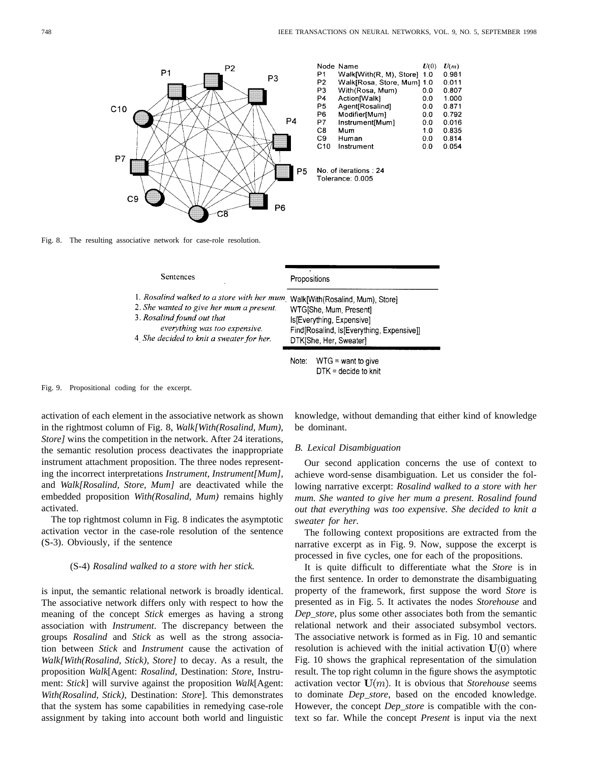| Node | Name | $U(0)$ | $U(m)$ |
|---|---|---|---|
| P1 | Walk[With(R, M), Store] | 1.0 | 0.981 |
| P2 | Walk[Rosa, Store, Mum] | 1.0 | 0.011 |
| P3 | With(Rosa, Mum) | 0.0 | 0.807 |
| P4 | Action[Walk] | 0.0 | 1.000 |
| P5 | Agent[Rosalind] | 0.0 | 0.871 |
| P6 | Modifier[Mum] | 0.0 | 0.792 |
| P7 | Instrument[Mum] | 0.0 | 0.016 |
| C8 | Mum | 1.0 | 0.835 |
| C9 | Human | 0.0 | 0.814 |
| C10 | Instrument | 0.0 | 0.054 |

No. of iterations : 24
Tolerance: 0.005

Fig. 8. The resulting associative network for case-role resolution.

| Sentences | Propositions |
|---|---|
| 1. *Rosalind walked to a store with her mum.* | Walk[With(Rosalind, Mum), Store] |
| 2. *She wanted to give her mum a present.* | WTG[She, Mum, Present] |
| 3. *Rosalind found out that everything was too expensive.* | Is[Everything, Expensive] |
| | Find[Rosalind, Is[Everything, Expensive]] |
| 4. *She decided to knit a sweater for her.* | DTK[She, Her, Sweater] |

Note: WTG = want to give
DTK = decide to knit

Fig. 9. Propositional coding for the excerpt.

activation of each element in the associative network as shown in the rightmost column of Fig. 8, *Walk[With(Rosalind, Mum), Store]* wins the competition in the network. After 24 iterations, the semantic resolution process deactivates the inappropriate instrument attachment proposition. The three nodes representing the incorrect interpretations *Instrument, Instrument[Mum],* and *Walk[Rosalind, Store, Mum]* are deactivated while the embedded proposition *With(Rosalind, Mum)* remains highly activated.

The top rightmost column in Fig. 8 indicates the asymptotic activation vector in the case-role resolution of the sentence (S-3). Obviously, if the sentence

(S-4) *Rosalind walked to a store with her stick.*

is input, the semantic relational network is broadly identical. The associative network differs only with respect to how the meaning of the concept *Stick* emerges as having a strong association with *Instrument*. The discrepancy between the groups *Rosalind* and *Stick* as well as the strong association between *Stick* and *Instrument* cause the activation of *Walk[With(Rosalind, Stick), Store]* to decay. As a result, the proposition *Walk*[Agent: *Rosalind*, Destination: *Store*, Instrument: *Stick*] will survive against the proposition *Walk*[Agent: *With(Rosalind, Stick)*, Destination: *Store*]. This demonstrates that the system has some capabilities in remedying case-role assignment by taking into account both world and linguistic knowledge, without demanding that either kind of knowledge be dominant.

### B. Lexical Disambiguation

Our second application concerns the use of context to achieve word-sense disambiguation. Let us consider the following narrative excerpt: *Rosalind walked to a store with her mum. She wanted to give her mum a present. Rosalind found out that everything was too expensive. She decided to knit a sweater for her.*

The following context propositions are extracted from the narrative excerpt as in Fig. 9. Now, suppose the excerpt is processed in five cycles, one for each of the propositions.

It is quite difficult to differentiate what the *Store* is in the first sentence. In order to demonstrate the disambiguating property of the framework, first suppose the word *Store* is presented as in Fig. 5. It activates the nodes *Storehouse* and *Dep_store*, plus some other associates both from the semantic relational network and their associated subsymbol vectors. The associative network is formed as in Fig. 10 and semantic resolution is achieved with the initial activation $\mathbf{U}(0)$ where Fig. 10 shows the graphical representation of the simulation result. The top right column in the figure shows the asymptotic activation vector $\mathbf{U}(m)$. It is obvious that *Storehouse* seems to dominate *Dep_store*, based on the encoded knowledge. However, the concept *Dep_store* is compatible with the context so far. While the concept *Present* is input via the next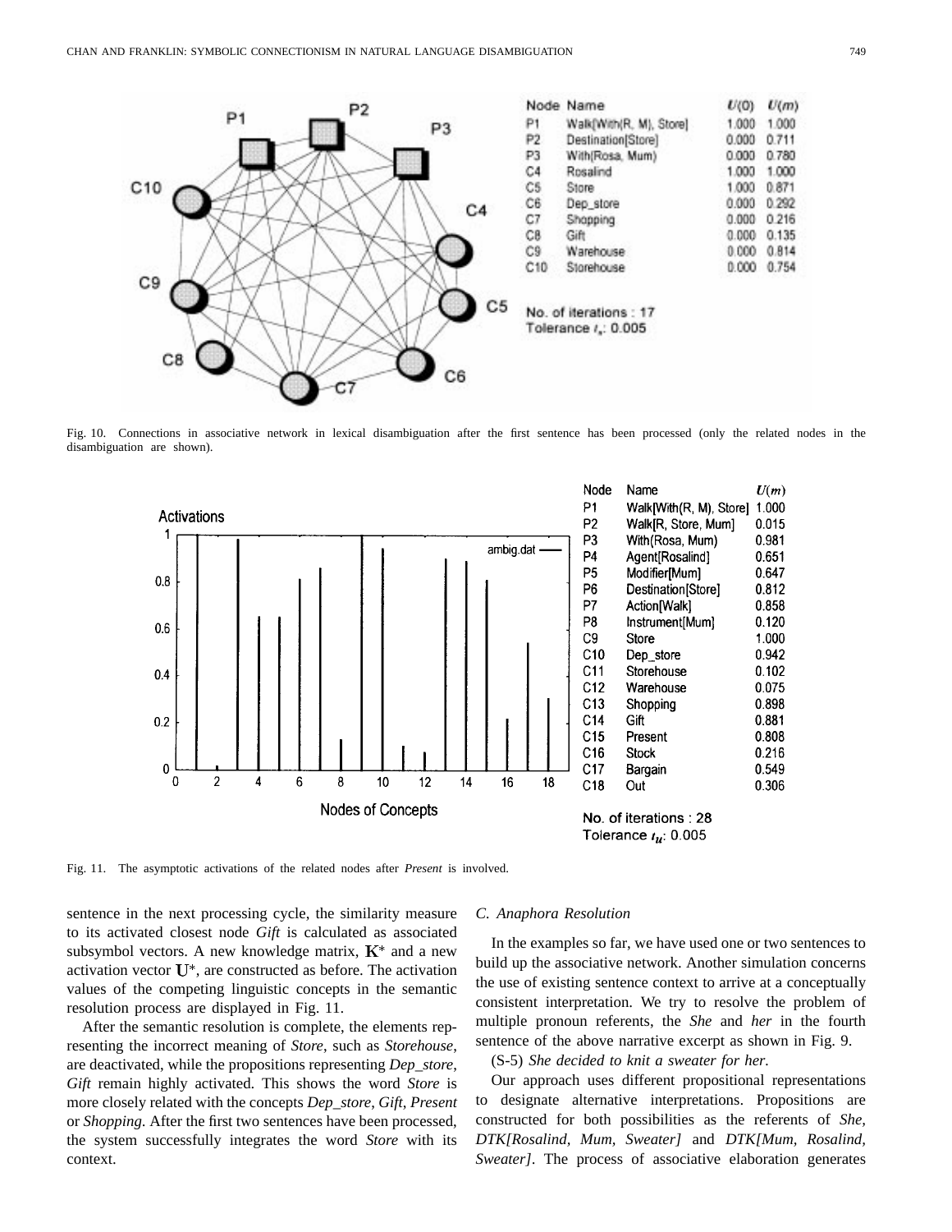| Node | Name | $U(0)$ | $U(m)$ |
|---|---|---|---|
| P1 | Walk[With(R, M), Store] | 1.000 | 1.000 |
| P2 | Destination[Store] | 0.000 | 0.711 |
| P3 | With(Rosa, Mum) | 0.000 | 0.780 |
| C4 | Rosalind | 1.000 | 1.000 |
| C5 | Store | 1.000 | 0.871 |
| C6 | Dep_store | 0.000 | 0.292 |
| C7 | Shopping | 0.000 | 0.216 |
| C8 | Gift | 0.000 | 0.135 |
| C9 | Warehouse | 0.000 | 0.814 |
| C10 | Storehouse | 0.000 | 0.754 |

No. of iterations : 17
Tolerance $t_u$: 0.005

Fig. 10. Connections in associative network in lexical disambiguation after the first sentence has been processed (only the related nodes in the disambiguation are shown).

| Node | Name | $U(m)$ |
|---|---|---|
| P1 | Walk[With(R, M), Store] | 1.000 |
| P2 | Walk[R, Store, Mum] | 0.015 |
| P3 | With(Rosa, Mum) | 0.981 |
| P4 | Agent[Rosalind] | 0.651 |
| P5 | Modifier[Mum] | 0.647 |
| P6 | Destination[Store] | 0.812 |
| P7 | Action[Walk] | 0.858 |
| P8 | Instrument[Mum] | 0.120 |
| C9 | Store | 1.000 |
| C10 | Dep_store | 0.942 |
| C11 | Storehouse | 0.102 |
| C12 | Warehouse | 0.075 |
| C13 | Shopping | 0.898 |
| C14 | Gift | 0.881 |
| C15 | Present | 0.808 |
| C16 | Stock | 0.216 |
| C17 | Bargain | 0.549 |
| C18 | Out | 0.306 |

No. of iterations : 28
Tolerance $t_u$: 0.005

Fig. 11. The asymptotic activations of the related nodes after *Present* is involved.

sentence in the next processing cycle, the similarity measure to its activated closest node *Gift* is calculated as associated subsymbol vectors. A new knowledge matrix, $\mathbf{K}^*$ and a new activation vector $\mathbf{U}^*$, are constructed as before. The activation values of the competing linguistic concepts in the semantic resolution process are displayed in Fig. 11.

After the semantic resolution is complete, the elements representing the incorrect meaning of *Store*, such as *Storehouse*, are deactivated, while the propositions representing *Dep_store*, *Gift* remain highly activated. This shows the word *Store* is more closely related with the concepts *Dep_store*, *Gift*, *Present* or *Shopping*. After the first two sentences have been processed, the system successfully integrates the word *Store* with its context.

### C. Anaphora Resolution

In the examples so far, we have used one or two sentences to build up the associative network. Another simulation concerns the use of existing sentence context to arrive at a conceptually consistent interpretation. We try to resolve the problem of multiple pronoun referents, the *She* and *her* in the fourth sentence of the above narrative excerpt as shown in Fig. 9.

(S-5) *She decided to knit a sweater for her.*

Our approach uses different propositional representations to designate alternative interpretations. Propositions are constructed for both possibilities as the referents of *She*, *DTK[Rosalind, Mum, Sweater]* and *DTK[Mum, Rosalind, Sweater]*. The process of associative elaboration generates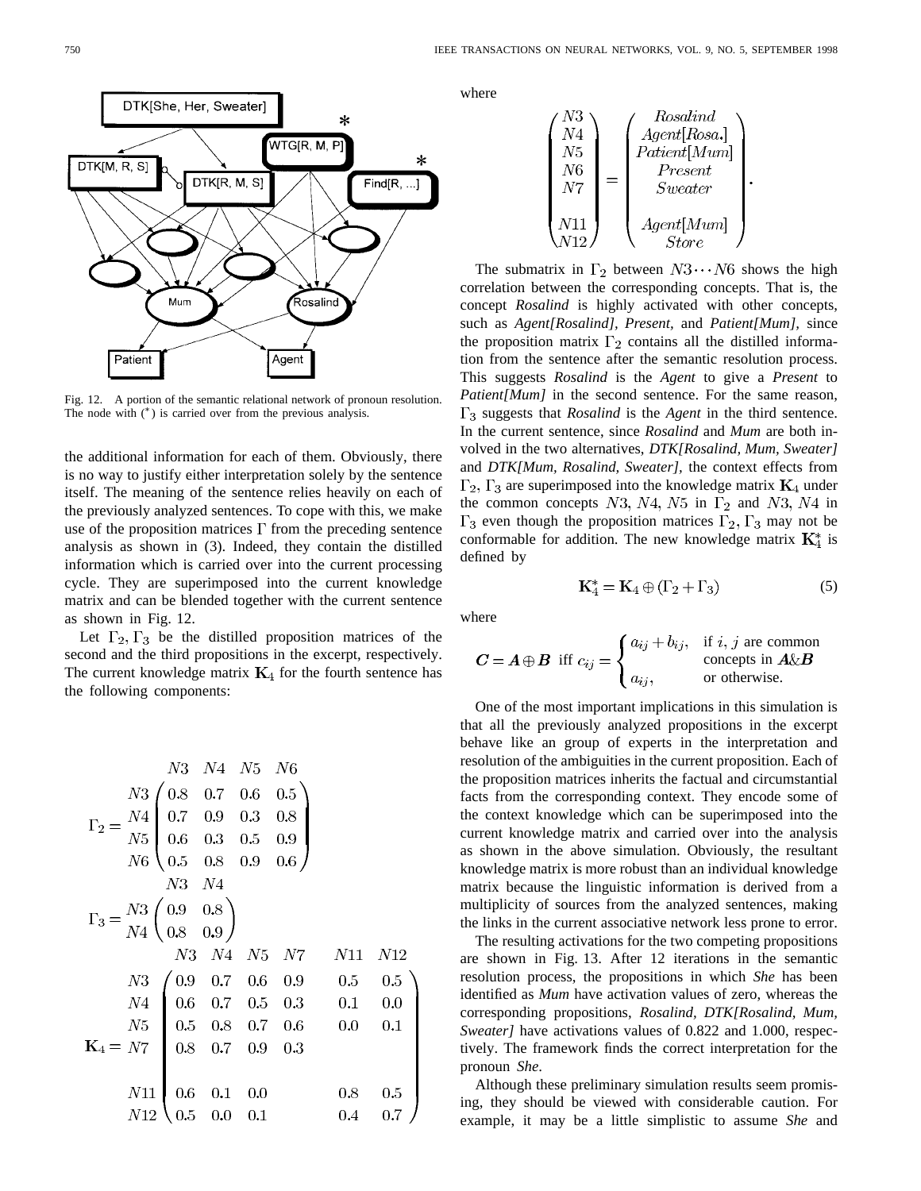Fig. 12. A portion of the semantic relational network of pronoun resolution. The node with (*) is carried over from the previous analysis.

the additional information for each of them. Obviously, there is no way to justify either interpretation solely by the sentence itself. The meaning of the sentence relies heavily on each of the previously analyzed sentences. To cope with this, we make use of the proposition matrices $\Gamma$ from the preceding sentence analysis as shown in (3). Indeed, they contain the distilled information which is carried over into the current processing cycle. They are superimposed into the current knowledge matrix and can be blended together with the current sentence as shown in Fig. 12.

Let $\Gamma_2, \Gamma_3$ be the distilled proposition matrices of the second and the third propositions in the excerpt, respectively. The current knowledge matrix $\mathbf{K}_4$ for the fourth sentence has the following components:

$$\Gamma_2 = \begin{array}{c} \\ N3 \\ N4 \\ N5 \\ N6 \end{array} \begin{array}{c} \begin{array}{cccc} N3 & N4 & N5 & N6 \end{array} \\ \begin{pmatrix} 0.8 & 0.7 & 0.6 & 0.5 \\ 0.7 & 0.9 & 0.3 & 0.8 \\ 0.6 & 0.3 & 0.5 & 0.9 \\ 0.5 & 0.8 & 0.9 & 0.6 \end{pmatrix} \end{array}$$

$$\Gamma_3 = \begin{array}{c} \\ N3 \\ N4 \end{array} \begin{array}{c} \begin{array}{cc} N3 & N4 \end{array} \\ \begin{pmatrix} 0.9 & 0.8 \\ 0.8 & 0.9 \end{pmatrix} \end{array}$$

$$\mathbf{K}_4 = \begin{array}{c} \\ N3 \\ N4 \\ N5 \\ N7 \\ \\ N11 \\ N12 \end{array} \begin{array}{c} \begin{array}{ccccccc} N3 & N4 & N5 & N7 & & N11 & N12 \end{array} \\ \begin{pmatrix} 0.9 & 0.7 & 0.6 & 0.9 & & 0.5 & 0.5 \\ 0.6 & 0.7 & 0.5 & 0.3 & & 0.1 & 0.0 \\ 0.5 & 0.8 & 0.7 & 0.6 & & 0.0 & 0.1 \\ 0.8 & 0.7 & 0.9 & 0.3 & & & \\ & & & & & & \\ 0.6 & 0.1 & 0.0 & & & 0.8 & 0.5 \\ 0.5 & 0.0 & 0.1 & & & 0.4 & 0.7 \end{pmatrix} \end{array}$$

where

$$\begin{pmatrix} N3 \\ N4 \\ N5 \\ N6 \\ N7 \\ \\ N11 \\ N12 \end{pmatrix} = \begin{pmatrix} Rosalind \\ Agent[Rosa.] \\ Patient[Mum] \\ Present \\ Sweater \\ \\ Agent[Mum] \\ Store \end{pmatrix}.$$

The submatrix in $\Gamma_2$ between $N3 \cdots N6$ shows the high correlation between the corresponding concepts. That is, the concept *Rosalind* is highly activated with other concepts, such as *Agent[Rosalind]*, *Present*, and *Patient[Mum]*, since the proposition matrix $\Gamma_2$ contains all the distilled information from the sentence after the semantic resolution process. This suggests *Rosalind* is the *Agent* to give a *Present* to *Patient[Mum]* in the second sentence. For the same reason, $\Gamma_3$ suggests that *Rosalind* is the *Agent* in the third sentence. In the current sentence, since *Rosalind* and *Mum* are both involved in the two alternatives, ***DTK[Rosalind, Mum, Sweater]*** and ***DTK[Mum, Rosalind, Sweater]***, the context effects from $\Gamma_2, \Gamma_3$ are superimposed into the knowledge matrix $\mathbf{K}_4$ under the common concepts $N3$, $N4$, $N5$ in $\Gamma_2$ and $N3$, $N4$ in $\Gamma_3$ even though the proposition matrices $\Gamma_2, \Gamma_3$ may not be conformable for addition. The new knowledge matrix $\mathbf{K}_4^*$ is defined by

$$\mathbf{K}_4^* = \mathbf{K}_4 \oplus (\Gamma_2 + \Gamma_3) \tag{5}$$

where

$$\boldsymbol{C} = \boldsymbol{A} \oplus \boldsymbol{B} \ \text{ iff } c_{ij} = \begin{cases} a_{ij} + b_{ij}, & \text{if } i, j \text{ are common concepts in } \boldsymbol{A} \& \boldsymbol{B} \\ a_{ij}, & \text{or otherwise.} \end{cases}$$

One of the most important implications in this simulation is that all the previously analyzed propositions in the excerpt behave like an group of experts in the interpretation and resolution of the ambiguities in the current proposition. Each of the proposition matrices inherits the factual and circumstantial facts from the corresponding context. They encode some of the context knowledge which can be superimposed into the current knowledge matrix and carried over into the analysis as shown in the above simulation. Obviously, the resultant knowledge matrix is more robust than an individual knowledge matrix because the linguistic information is derived from a multiplicity of sources from the analyzed sentences, making the links in the current associative network less prone to error.

The resulting activations for the two competing propositions are shown in Fig. 13. After 12 iterations in the semantic resolution process, the propositions in which *She* has been identified as *Mum* have activation values of zero, whereas the corresponding propositions, *Rosalind*, *DTK[Rosalind, Mum, Sweater]* have activations values of 0.822 and 1.000, respectively. The framework finds the correct interpretation for the pronoun *She*.

Although these preliminary simulation results seem promising, they should be viewed with considerable caution. For example, it may be a little simplistic to assume *She* and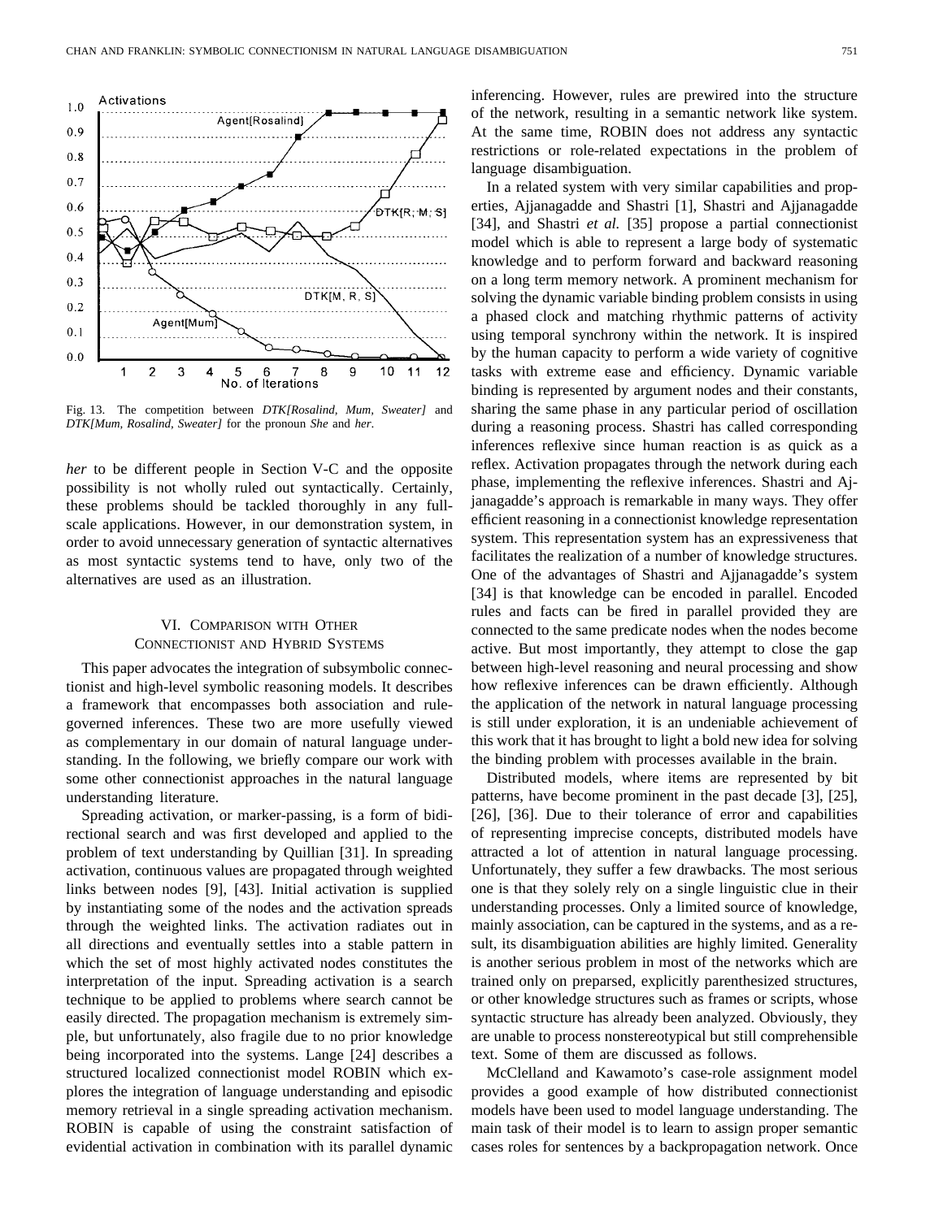Activations

1.0
0.9
0.8
0.7
0.6
0.5
0.4
0.3
0.2
0.1
0.0

Agent[Rosalind]

DTK[R, M, S]

DTK[M, R, S]

Agent[Mum]

1 2 3 4 5 6 7 8 9 10 11 12

No. of Iterations

Fig. 13. The competition between *DTK[Rosalind, Mum, Sweater]* and *DTK[Mum, Rosalind, Sweater]* for the pronoun *She* and *her*.

*her* to be different people in Section V-C and the opposite possibility is not wholly ruled out syntactically. Certainly, these problems should be tackled thoroughly in any full-scale applications. However, in our demonstration system, in order to avoid unnecessary generation of syntactic alternatives as most syntactic systems tend to have, only two of the alternatives are used as an illustration.

## VI. Comparison with Other Connectionist and Hybrid Systems

This paper advocates the integration of subsymbolic connectionist and high-level symbolic reasoning models. It describes a framework that encompasses both association and rule-governed inferences. These two are more usefully viewed as complementary in our domain of natural language understanding. In the following, we briefly compare our work with some other connectionist approaches in the natural language understanding literature.

Spreading activation, or marker-passing, is a form of bidirectional search and was first developed and applied to the problem of text understanding by Quillian [31]. In spreading activation, continuous values are propagated through weighted links between nodes [9], [43]. Initial activation is supplied by instantiating some of the nodes and the activation spreads through the weighted links. The activation radiates out in all directions and eventually settles into a stable pattern in which the set of most highly activated nodes constitutes the interpretation of the input. Spreading activation is a search technique to be applied to problems where search cannot be easily directed. The propagation mechanism is extremely simple, but unfortunately, also fragile due to no prior knowledge being incorporated into the systems. Lange [24] describes a structured localized connectionist model ROBIN which explores the integration of language understanding and episodic memory retrieval in a single spreading activation mechanism. ROBIN is capable of using the constraint satisfaction of evidential activation in combination with its parallel dynamic inferencing. However, rules are prewired into the structure of the network, resulting in a semantic network like system. At the same time, ROBIN does not address any syntactic restrictions or role-related expectations in the problem of language disambiguation.

In a related system with very similar capabilities and properties, Ajjanagadde and Shastri [1], Shastri and Ajjanagadde [34], and Shastri *et al.* [35] propose a partial connectionist model which is able to represent a large body of systematic knowledge and to perform forward and backward reasoning on a long term memory network. A prominent mechanism for solving the dynamic variable binding problem consists in using a phased clock and matching rhythmic patterns of activity using temporal synchrony within the network. It is inspired by the human capacity to perform a wide variety of cognitive tasks with extreme ease and efficiency. Dynamic variable binding is represented by argument nodes and their constants, sharing the same phase in any particular period of oscillation during a reasoning process. Shastri has called corresponding inferences reflexive since human reaction is as quick as a reflex. Activation propagates through the network during each phase, implementing the reflexive inferences. Shastri and Ajjanagadde's approach is remarkable in many ways. They offer efficient reasoning in a connectionist knowledge representation system. This representation system has an expressiveness that facilitates the realization of a number of knowledge structures. One of the advantages of Shastri and Ajjanagadde's system [34] is that knowledge can be encoded in parallel. Encoded rules and facts can be fired in parallel provided they are connected to the same predicate nodes when the nodes become active. But most importantly, they attempt to close the gap between high-level reasoning and neural processing and show how reflexive inferences can be drawn efficiently. Although the application of the network in natural language processing is still under exploration, it is an undeniable achievement of this work that it has brought to light a bold new idea for solving the binding problem with processes available in the brain.

Distributed models, where items are represented by bit patterns, have become prominent in the past decade [3], [25], [26], [36]. Due to their tolerance of error and capabilities of representing imprecise concepts, distributed models have attracted a lot of attention in natural language processing. Unfortunately, they suffer a few drawbacks. The most serious one is that they solely rely on a single linguistic clue in their understanding processes. Only a limited source of knowledge, mainly association, can be captured in the systems, and as a result, its disambiguation abilities are highly limited. Generality is another serious problem in most of the networks which are trained only on preparsed, explicitly parenthesized structures, or other knowledge structures such as frames or scripts, whose syntactic structure has already been analyzed. Obviously, they are unable to process nonstereotypical but still comprehensible text. Some of them are discussed as follows.

McClelland and Kawamoto's case-role assignment model provides a good example of how distributed connectionist models have been used to model language understanding. The main task of their model is to learn to assign proper semantic cases roles for sentences by a backpropagation network. Once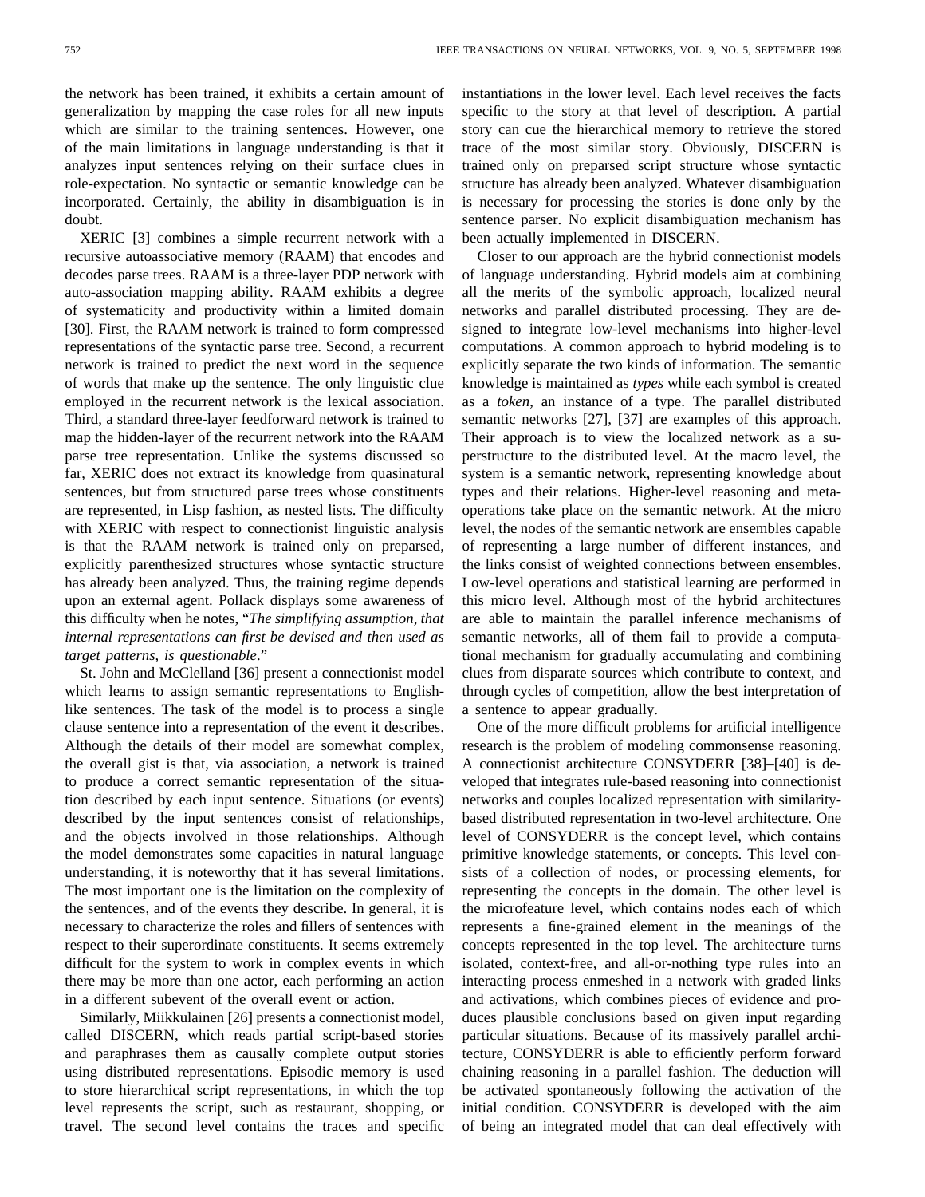the network has been trained, it exhibits a certain amount of generalization by mapping the case roles for all new inputs which are similar to the training sentences. However, one of the main limitations in language understanding is that it analyzes input sentences relying on their surface clues in role-expectation. No syntactic or semantic knowledge can be incorporated. Certainly, the ability in disambiguation is in doubt.

XERIC [3] combines a simple recurrent network with a recursive autoassociative memory (RAAM) that encodes and decodes parse trees. RAAM is a three-layer PDP network with auto-association mapping ability. RAAM exhibits a degree of systematicity and productivity within a limited domain [30]. First, the RAAM network is trained to form compressed representations of the syntactic parse tree. Second, a recurrent network is trained to predict the next word in the sequence of words that make up the sentence. The only linguistic clue employed in the recurrent network is the lexical association. Third, a standard three-layer feedforward network is trained to map the hidden-layer of the recurrent network into the RAAM parse tree representation. Unlike the systems discussed so far, XERIC does not extract its knowledge from quasinatural sentences, but from structured parse trees whose constituents are represented, in Lisp fashion, as nested lists. The difficulty with XERIC with respect to connectionist linguistic analysis is that the RAAM network is trained only on preparsed, explicitly parenthesized structures whose syntactic structure has already been analyzed. Thus, the training regime depends upon an external agent. Pollack displays some awareness of this difficulty when he notes, "*The simplifying assumption, that internal representations can first be devised and then used as target patterns, is questionable*."

St. John and McClelland [36] present a connectionist model which learns to assign semantic representations to English-like sentences. The task of the model is to process a single clause sentence into a representation of the event it describes. Although the details of their model are somewhat complex, the overall gist is that, via association, a network is trained to produce a correct semantic representation of the situation described by each input sentence. Situations (or events) described by the input sentences consist of relationships, and the objects involved in those relationships. Although the model demonstrates some capacities in natural language understanding, it is noteworthy that it has several limitations. The most important one is the limitation on the complexity of the sentences, and of the events they describe. In general, it is necessary to characterize the roles and fillers of sentences with respect to their superordinate constituents. It seems extremely difficult for the system to work in complex events in which there may be more than one actor, each performing an action in a different subevent of the overall event or action.

Similarly, Miikkulainen [26] presents a connectionist model, called DISCERN, which reads partial script-based stories and paraphrases them as causally complete output stories using distributed representations. Episodic memory is used to store hierarchical script representations, in which the top level represents the script, such as restaurant, shopping, or travel. The second level contains the traces and specific instantiations in the lower level. Each level receives the facts specific to the story at that level of description. A partial story can cue the hierarchical memory to retrieve the stored trace of the most similar story. Obviously, DISCERN is trained only on preparsed script structure whose syntactic structure has already been analyzed. Whatever disambiguation is necessary for processing the stories is done only by the sentence parser. No explicit disambiguation mechanism has been actually implemented in DISCERN.

Closer to our approach are the hybrid connectionist models of language understanding. Hybrid models aim at combining all the merits of the symbolic approach, localized neural networks and parallel distributed processing. They are designed to integrate low-level mechanisms into higher-level computations. A common approach to hybrid modeling is to explicitly separate the two kinds of information. The semantic knowledge is maintained as *types* while each symbol is created as a *token*, an instance of a type. The parallel distributed semantic networks [27], [37] are examples of this approach. Their approach is to view the localized network as a superstructure to the distributed level. At the macro level, the system is a semantic network, representing knowledge about types and their relations. Higher-level reasoning and meta-operations take place on the semantic network. At the micro level, the nodes of the semantic network are ensembles capable of representing a large number of different instances, and the links consist of weighted connections between ensembles. Low-level operations and statistical learning are performed in this micro level. Although most of the hybrid architectures are able to maintain the parallel inference mechanisms of semantic networks, all of them fail to provide a computational mechanism for gradually accumulating and combining clues from disparate sources which contribute to context, and through cycles of competition, allow the best interpretation of a sentence to appear gradually.

One of the more difficult problems for artificial intelligence research is the problem of modeling commonsense reasoning. A connectionist architecture CONSYDERR [38]–[40] is developed that integrates rule-based reasoning into connectionist networks and couples localized representation with similarity-based distributed representation in two-level architecture. One level of CONSYDERR is the concept level, which contains primitive knowledge statements, or concepts. This level consists of a collection of nodes, or processing elements, for representing the concepts in the domain. The other level is the microfeature level, which contains nodes each of which represents a fine-grained element in the meanings of the concepts represented in the top level. The architecture turns isolated, context-free, and all-or-nothing type rules into an interacting process enmeshed in a network with graded links and activations, which combines pieces of evidence and produces plausible conclusions based on given input regarding particular situations. Because of its massively parallel architecture, CONSYDERR is able to efficiently perform forward chaining reasoning in a parallel fashion. The deduction will be activated spontaneously following the activation of the initial condition. CONSYDERR is developed with the aim of being an integrated model that can deal effectively with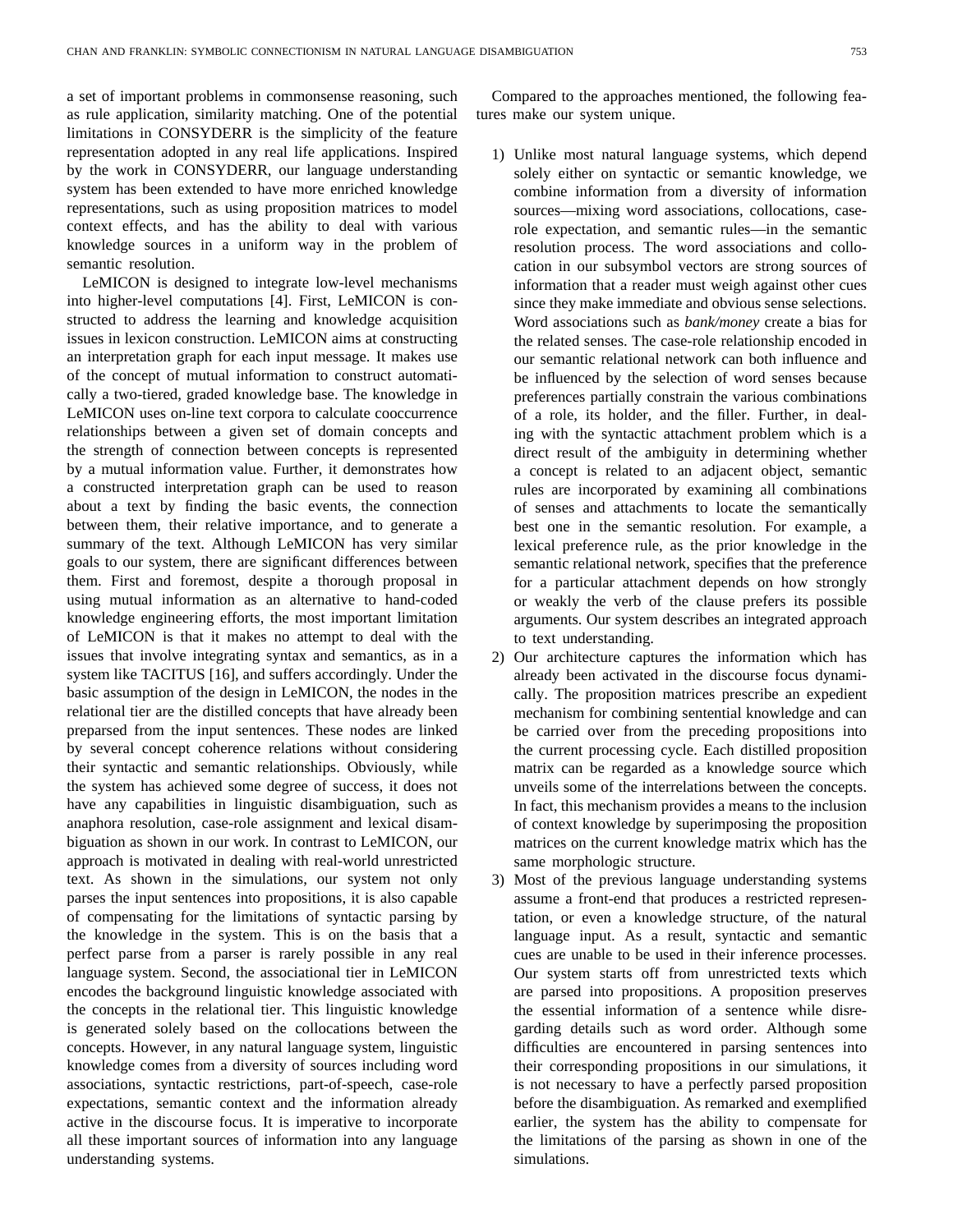a set of important problems in commonsense reasoning, such as rule application, similarity matching. One of the potential limitations in CONSYDERR is the simplicity of the feature representation adopted in any real life applications. Inspired by the work in CONSYDERR, our language understanding system has been extended to have more enriched knowledge representations, such as using proposition matrices to model context effects, and has the ability to deal with various knowledge sources in a uniform way in the problem of semantic resolution.

LeMICON is designed to integrate low-level mechanisms into higher-level computations [4]. First, LeMICON is constructed to address the learning and knowledge acquisition issues in lexicon construction. LeMICON aims at constructing an interpretation graph for each input message. It makes use of the concept of mutual information to construct automatically a two-tiered, graded knowledge base. The knowledge in LeMICON uses on-line text corpora to calculate cooccurrence relationships between a given set of domain concepts and the strength of connection between concepts is represented by a mutual information value. Further, it demonstrates how a constructed interpretation graph can be used to reason about a text by finding the basic events, the connection between them, their relative importance, and to generate a summary of the text. Although LeMICON has very similar goals to our system, there are significant differences between them. First and foremost, despite a thorough proposal in using mutual information as an alternative to hand-coded knowledge engineering efforts, the most important limitation of LeMICON is that it makes no attempt to deal with the issues that involve integrating syntax and semantics, as in a system like TACITUS [16], and suffers accordingly. Under the basic assumption of the design in LeMICON, the nodes in the relational tier are the distilled concepts that have already been preparsed from the input sentences. These nodes are linked by several concept coherence relations without considering their syntactic and semantic relationships. Obviously, while the system has achieved some degree of success, it does not have any capabilities in linguistic disambiguation, such as anaphora resolution, case-role assignment and lexical disambiguation as shown in our work. In contrast to LeMICON, our approach is motivated in dealing with real-world unrestricted text. As shown in the simulations, our system not only parses the input sentences into propositions, it is also capable of compensating for the limitations of syntactic parsing by the knowledge in the system. This is on the basis that a perfect parse from a parser is rarely possible in any real language system. Second, the associational tier in LeMICON encodes the background linguistic knowledge associated with the concepts in the relational tier. This linguistic knowledge is generated solely based on the collocations between the concepts. However, in any natural language system, linguistic knowledge comes from a diversity of sources including word associations, syntactic restrictions, part-of-speech, case-role expectations, semantic context and the information already active in the discourse focus. It is imperative to incorporate all these important sources of information into any language understanding systems.

Compared to the approaches mentioned, the following features make our system unique.

1) Unlike most natural language systems, which depend solely either on syntactic or semantic knowledge, we combine information from a diversity of information sources—mixing word associations, collocations, case-role expectation, and semantic rules—in the semantic resolution process. The word associations and collocation in our subsymbol vectors are strong sources of information that a reader must weigh against other cues since they make immediate and obvious sense selections. Word associations such as *bank/money* create a bias for the related senses. The case-role relationship encoded in our semantic relational network can both influence and be influenced by the selection of word senses because preferences partially constrain the various combinations of a role, its holder, and the filler. Further, in dealing with the syntactic attachment problem which is a direct result of the ambiguity in determining whether a concept is related to an adjacent object, semantic rules are incorporated by examining all combinations of senses and attachments to locate the semantically best one in the semantic resolution. For example, a lexical preference rule, as the prior knowledge in the semantic relational network, specifies that the preference for a particular attachment depends on how strongly or weakly the verb of the clause prefers its possible arguments. Our system describes an integrated approach to text understanding.
2) Our architecture captures the information which has already been activated in the discourse focus dynamically. The proposition matrices prescribe an expedient mechanism for combining sentential knowledge and can be carried over from the preceding propositions into the current processing cycle. Each distilled proposition matrix can be regarded as a knowledge source which unveils some of the interrelations between the concepts. In fact, this mechanism provides a means to the inclusion of context knowledge by superimposing the proposition matrices on the current knowledge matrix which has the same morphologic structure.
3) Most of the previous language understanding systems assume a front-end that produces a restricted representation, or even a knowledge structure, of the natural language input. As a result, syntactic and semantic cues are unable to be used in their inference processes. Our system starts off from unrestricted texts which are parsed into propositions. A proposition preserves the essential information of a sentence while disregarding details such as word order. Although some difficulties are encountered in parsing sentences into their corresponding propositions in our simulations, it is not necessary to have a perfectly parsed proposition before the disambiguation. As remarked and exemplified earlier, the system has the ability to compensate for the limitations of the parsing as shown in one of the simulations.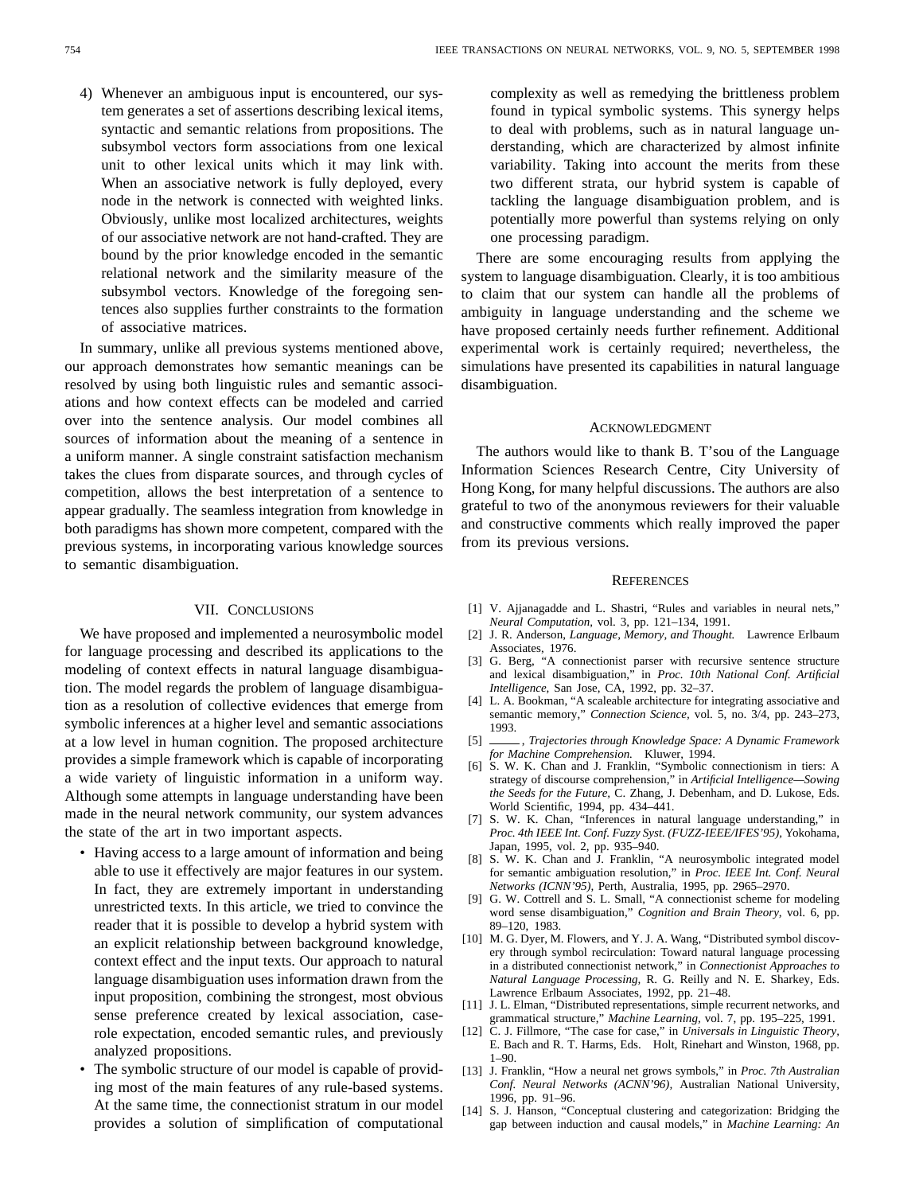4) Whenever an ambiguous input is encountered, our system generates a set of assertions describing lexical items, syntactic and semantic relations from propositions. The subsymbol vectors form associations from one lexical unit to other lexical units which it may link with. When an associative network is fully deployed, every node in the network is connected with weighted links. Obviously, unlike most localized architectures, weights of our associative network are not hand-crafted. They are bound by the prior knowledge encoded in the semantic relational network and the similarity measure of the subsymbol vectors. Knowledge of the foregoing sentences also supplies further constraints to the formation of associative matrices.

In summary, unlike all previous systems mentioned above, our approach demonstrates how semantic meanings can be resolved by using both linguistic rules and semantic associations and how context effects can be modeled and carried over into the sentence analysis. Our model combines all sources of information about the meaning of a sentence in a uniform manner. A single constraint satisfaction mechanism takes the clues from disparate sources, and through cycles of competition, allows the best interpretation of a sentence to appear gradually. The seamless integration from knowledge in both paradigms has shown more competent, compared with the previous systems, in incorporating various knowledge sources to semantic disambiguation.

## VII. Conclusions

We have proposed and implemented a neurosymbolic model for language processing and described its applications to the modeling of context effects in natural language disambiguation. The model regards the problem of language disambiguation as a resolution of collective evidences that emerge from symbolic inferences at a higher level and semantic associations at a low level in human cognition. The proposed architecture provides a simple framework which is capable of incorporating a wide variety of linguistic information in a uniform way. Although some attempts in language understanding have been made in the neural network community, our system advances the state of the art in two important aspects.

- Having access to a large amount of information and being able to use it effectively are major features in our system. In fact, they are extremely important in understanding unrestricted texts. In this article, we tried to convince the reader that it is possible to develop a hybrid system with an explicit relationship between background knowledge, context effect and the input texts. Our approach to natural language disambiguation uses information drawn from the input proposition, combining the strongest, most obvious sense preference created by lexical association, case-role expectation, encoded semantic rules, and previously analyzed propositions.
- The symbolic structure of our model is capable of providing most of the main features of any rule-based systems. At the same time, the connectionist stratum in our model provides a solution of simplification of computational complexity as well as remedying the brittleness problem found in typical symbolic systems. This synergy helps to deal with problems, such as in natural language understanding, which are characterized by almost infinite variability. Taking into account the merits from these two different strata, our hybrid system is capable of tackling the language disambiguation problem, and is potentially more powerful than systems relying on only one processing paradigm.

There are some encouraging results from applying the system to language disambiguation. Clearly, it is too ambitious to claim that our system can handle all the problems of ambiguity in language understanding and the scheme we have proposed certainly needs further refinement. Additional experimental work is certainly required; nevertheless, the simulations have presented its capabilities in natural language disambiguation.

## Acknowledgment

The authors would like to thank B. T'sou of the Language Information Sciences Research Centre, City University of Hong Kong, for many helpful discussions. The authors are also grateful to two of the anonymous reviewers for their valuable and constructive comments which really improved the paper from its previous versions.

## References

[1] V. Ajjanagadde and L. Shastri, "Rules and variables in neural nets," *Neural Computation*, vol. 3, pp. 121–134, 1991.

[2] J. R. Anderson, *Language, Memory, and Thought.* Lawrence Erlbaum Associates, 1976.

[3] G. Berg, "A connectionist parser with recursive sentence structure and lexical disambiguation," in *Proc. 10th National Conf. Artificial Intelligence*, San Jose, CA, 1992, pp. 32–37.

[4] L. A. Bookman, "A scaleable architecture for integrating associative and semantic memory," *Connection Science*, vol. 5, no. 3/4, pp. 243–273, 1993.

[5] ——, *Trajectories through Knowledge Space: A Dynamic Framework for Machine Comprehension.* Kluwer, 1994.

[6] S. W. K. Chan and J. Franklin, "Symbolic connectionism in tiers: A strategy of discourse comprehension," in *Artificial Intelligence—Sowing the Seeds for the Future*, C. Zhang, J. Debenham, and D. Lukose, Eds. World Scientific, 1994, pp. 434–441.

[7] S. W. K. Chan, "Inferences in natural language understanding," in *Proc. 4th IEEE Int. Conf. Fuzzy Syst. (FUZZ-IEEE/IFES'95)*, Yokohama, Japan, 1995, vol. 2, pp. 935–940.

[8] S. W. K. Chan and J. Franklin, "A neurosymbolic integrated model for semantic ambiguation resolution," in *Proc. IEEE Int. Conf. Neural Networks (ICNN'95)*, Perth, Australia, 1995, pp. 2965–2970.

[9] G. W. Cottrell and S. L. Small, "A connectionist scheme for modeling word sense disambiguation," *Cognition and Brain Theory*, vol. 6, pp. 89–120, 1983.

[10] M. G. Dyer, M. Flowers, and Y. J. A. Wang, "Distributed symbol discovery through symbol recirculation: Toward natural language processing in a distributed connectionist network," in *Connectionist Approaches to Natural Language Processing*, R. G. Reilly and N. E. Sharkey, Eds. Lawrence Erlbaum Associates, 1992, pp. 21–48.

[11] J. L. Elman, "Distributed representations, simple recurrent networks, and grammatical structure," *Machine Learning*, vol. 7, pp. 195–225, 1991.

[12] C. J. Fillmore, "The case for case," in *Universals in Linguistic Theory*, E. Bach and R. T. Harms, Eds. Holt, Rinehart and Winston, 1968, pp. 1–90.

[13] J. Franklin, "How a neural net grows symbols," in *Proc. 7th Australian Conf. Neural Networks (ACNN'96)*, Australian National University, 1996, pp. 91–96.

[14] S. J. Hanson, "Conceptual clustering and categorization: Bridging the gap between induction and causal models," in *Machine Learning: An*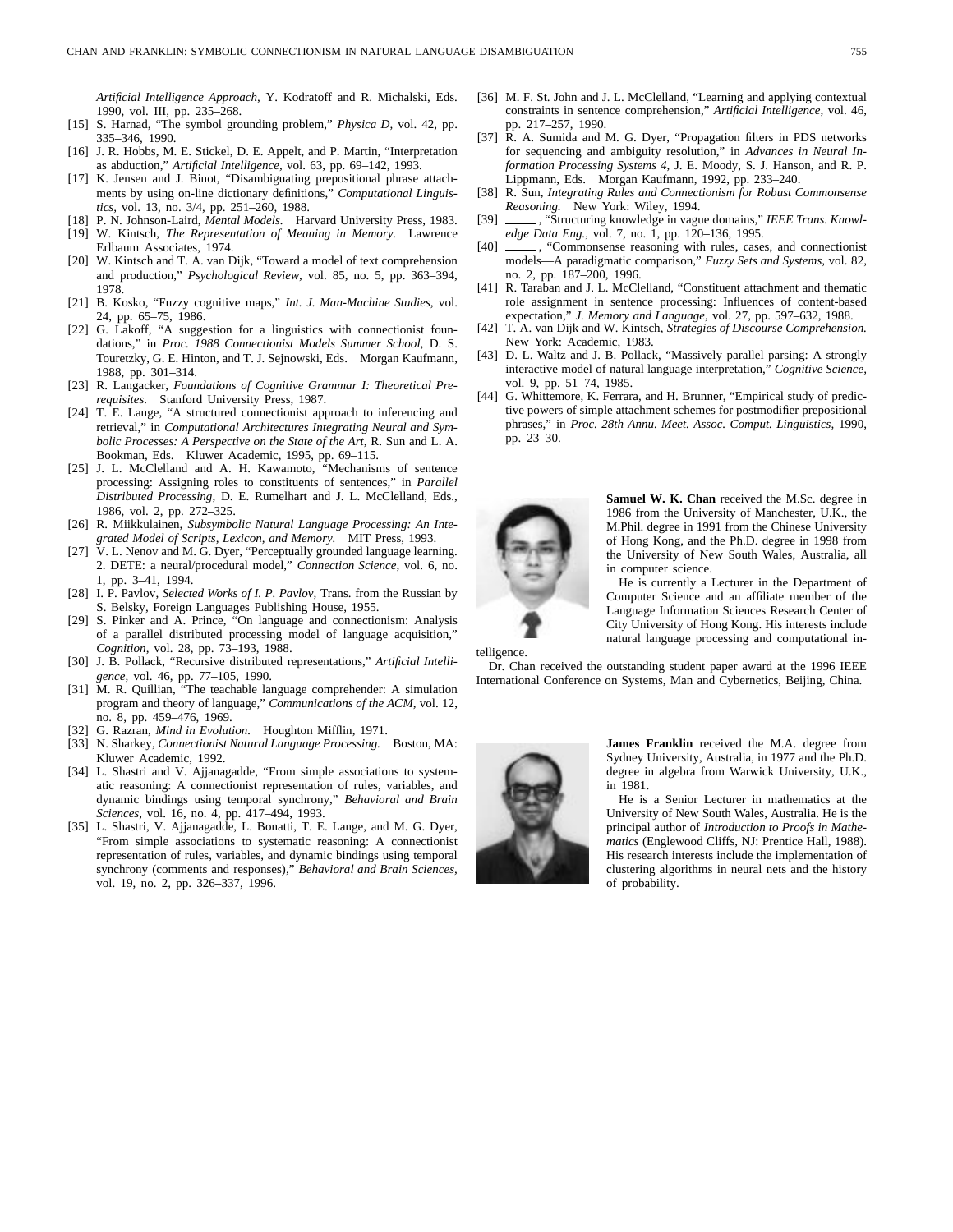*Artificial Intelligence Approach,* Y. Kodratoff and R. Michalski, Eds. 1990, vol. III, pp. 235–268.

[15] S. Harnad, "The symbol grounding problem," *Physica D,* vol. 42, pp. 335–346, 1990.

[16] J. R. Hobbs, M. E. Stickel, D. E. Appelt, and P. Martin, "Interpretation as abduction," *Artificial Intelligence,* vol. 63, pp. 69–142, 1993.

[17] K. Jensen and J. Binot, "Disambiguating prepositional phrase attachments by using on-line dictionary definitions," *Computational Linguistics,* vol. 13, no. 3/4, pp. 251–260, 1988.

[18] P. N. Johnson-Laird, *Mental Models.* Harvard University Press, 1983.

[19] W. Kintsch, *The Representation of Meaning in Memory.* Lawrence Erlbaum Associates, 1974.

[20] W. Kintsch and T. A. van Dijk, "Toward a model of text comprehension and production," *Psychological Review,* vol. 85, no. 5, pp. 363–394, 1978.

[21] B. Kosko, "Fuzzy cognitive maps," *Int. J. Man-Machine Studies,* vol. 24, pp. 65–75, 1986.

[22] G. Lakoff, "A suggestion for a linguistics with connectionist foundations," in *Proc. 1988 Connectionist Models Summer School,* D. S. Touretzky, G. E. Hinton, and T. J. Sejnowski, Eds. Morgan Kaufmann, 1988, pp. 301–314.

[23] R. Langacker, *Foundations of Cognitive Grammar I: Theoretical Prerequisites.* Stanford University Press, 1987.

[24] T. E. Lange, "A structured connectionist approach to inferencing and retrieval," in *Computational Architectures Integrating Neural and Symbolic Processes: A Perspective on the State of the Art,* R. Sun and L. A. Bookman, Eds. Kluwer Academic, 1995, pp. 69–115.

[25] J. L. McClelland and A. H. Kawamoto, "Mechanisms of sentence processing: Assigning roles to constituents of sentences," in *Parallel Distributed Processing,* D. E. Rumelhart and J. L. McClelland, Eds., 1986, vol. 2, pp. 272–325.

[26] R. Miikkulainen, *Subsymbolic Natural Language Processing: An Integrated Model of Scripts, Lexicon, and Memory.* MIT Press, 1993.

[27] V. L. Nenov and M. G. Dyer, "Perceptually grounded language learning. 2. DETE: a neural/procedural model," *Connection Science,* vol. 6, no. 1, pp. 3–41, 1994.

[28] I. P. Pavlov, *Selected Works of I. P. Pavlov,* Trans. from the Russian by S. Belsky, Foreign Languages Publishing House, 1955.

[29] S. Pinker and A. Prince, "On language and connectionism: Analysis of a parallel distributed processing model of language acquisition," *Cognition,* vol. 28, pp. 73–193, 1988.

[30] J. B. Pollack, "Recursive distributed representations," *Artificial Intelligence,* vol. 46, pp. 77–105, 1990.

[31] M. R. Quillian, "The teachable language comprehender: A simulation program and theory of language," *Communications of the ACM,* vol. 12, no. 8, pp. 459–476, 1969.

[32] G. Razran, *Mind in Evolution.* Houghton Mifflin, 1971.

[33] N. Sharkey, *Connectionist Natural Language Processing.* Boston, MA: Kluwer Academic, 1992.

[34] L. Shastri and V. Ajjanagadde, "From simple associations to systematic reasoning: A connectionist representation of rules, variables, and dynamic bindings using temporal synchrony," *Behavioral and Brain Sciences,* vol. 16, no. 4, pp. 417–494, 1993.

[35] L. Shastri, V. Ajjanagadde, L. Bonatti, T. E. Lange, and M. G. Dyer, "From simple associations to systematic reasoning: A connectionist representation of rules, variables, and dynamic bindings using temporal synchrony (comments and responses)," *Behavioral and Brain Sciences,* vol. 19, no. 2, pp. 326–337, 1996.

[36] M. F. St. John and J. L. McClelland, "Learning and applying contextual constraints in sentence comprehension," *Artificial Intelligence,* vol. 46, pp. 217–257, 1990.

[37] R. A. Sumida and M. G. Dyer, "Propagation filters in PDS networks for sequencing and ambiguity resolution," in *Advances in Neural Information Processing Systems 4,* J. E. Moody, S. J. Hanson, and R. P. Lippmann, Eds. Morgan Kaufmann, 1992, pp. 233–240.

[38] R. Sun, *Integrating Rules and Connectionism for Robust Commonsense Reasoning.* New York: Wiley, 1994.

[39] ——, "Structuring knowledge in vague domains," *IEEE Trans. Knowledge Data Eng.,* vol. 7, no. 1, pp. 120–136, 1995.

[40] ——, "Commonsense reasoning with rules, cases, and connectionist models—A paradigmatic comparison," *Fuzzy Sets and Systems,* vol. 82, no. 2, pp. 187–200, 1996.

[41] R. Taraban and J. L. McClelland, "Constituent attachment and thematic role assignment in sentence processing: Influences of content-based expectation," *J. Memory and Language,* vol. 27, pp. 597–632, 1988.

[42] T. A. van Dijk and W. Kintsch, *Strategies of Discourse Comprehension.* New York: Academic, 1983.

[43] D. L. Waltz and J. B. Pollack, "Massively parallel parsing: A strongly interactive model of natural language interpretation," *Cognitive Science,* vol. 9, pp. 51–74, 1985.

[44] G. Whittemore, K. Ferrara, and H. Brunner, "Empirical study of predictive powers of simple attachment schemes for postmodifier prepositional phrases," in *Proc. 28th Annu. Meet. Assoc. Comput. Linguistics*, 1990, pp. 23–30.

**Samuel W. K. Chan** received the M.Sc. degree in 1986 from the University of Manchester, U.K., the M.Phil. degree in 1991 from the Chinese University of Hong Kong, and the Ph.D. degree in 1998 from the University of New South Wales, Australia, all in computer science.

He is currently a Lecturer in the Department of Computer Science and an affiliate member of the Language Information Sciences Research Center of City University of Hong Kong. His interests include natural language processing and computational intelligence.

Dr. Chan received the outstanding student paper award at the 1996 IEEE International Conference on Systems, Man and Cybernetics, Beijing, China.

**James Franklin** received the M.A. degree from Sydney University, Australia, in 1977 and the Ph.D. degree in algebra from Warwick University, U.K., in 1981.

He is a Senior Lecturer in mathematics at the University of New South Wales, Australia. He is the principal author of *Introduction to Proofs in Mathematics* (Englewood Cliffs, NJ: Prentice Hall, 1988). His research interests include the implementation of clustering algorithms in neural nets and the history of probability.